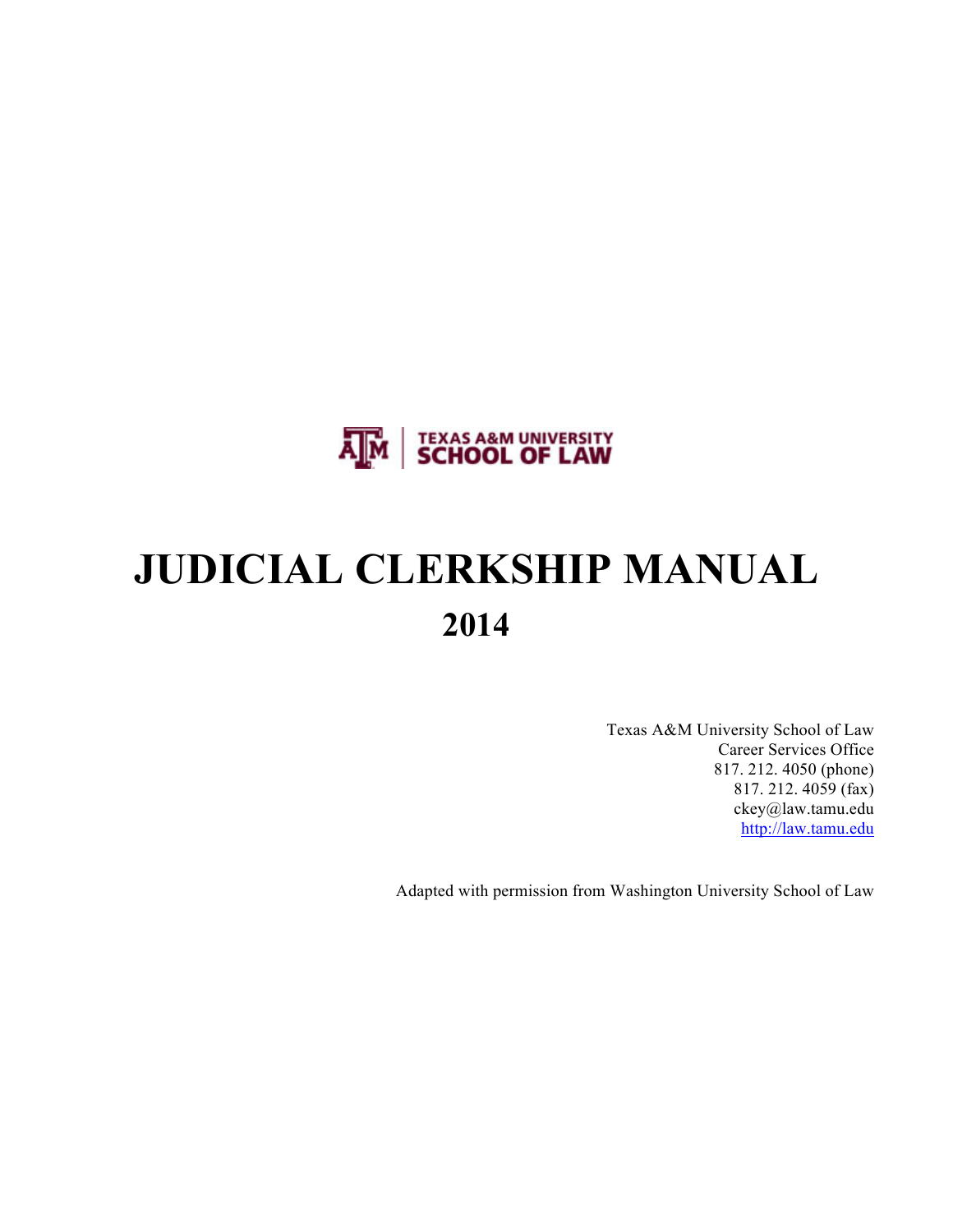TEXAS A&M UNIVERSITY
SCHOOL OF LAW

# JUDICIAL CLERKSHIP MANUAL

## 2014

Texas A&M University School of Law
Career Services Office
817. 212. 4050 (phone)
817. 212. 4059 (fax)
ckey@law.tamu.edu
http://law.tamu.edu

Adapted with permission from Washington University School of Law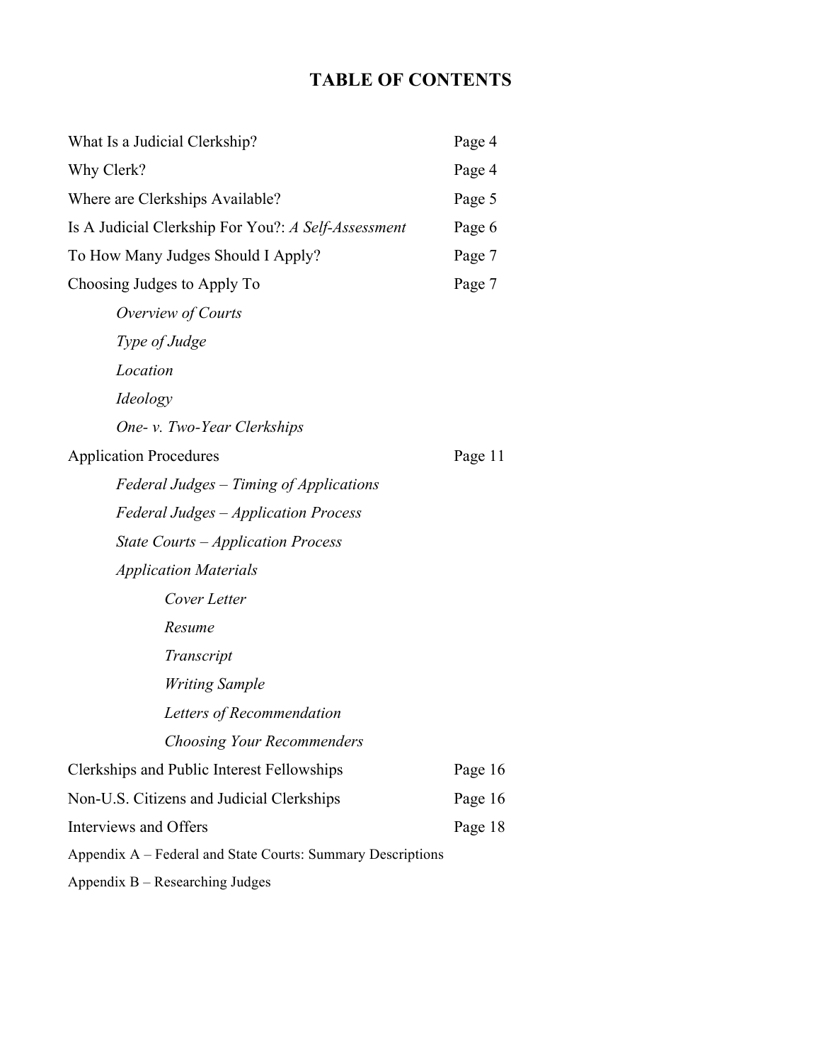# TABLE OF CONTENTS

| | |
|---|---|
| What Is a Judicial Clerkship? | Page 4 |
| Why Clerk? | Page 4 |
| Where are Clerkships Available? | Page 5 |
| Is A Judicial Clerkship For You?: *A Self-Assessment* | Page 6 |
| To How Many Judges Should I Apply? | Page 7 |
| Choosing Judges to Apply To | Page 7 |
| &nbsp;&nbsp;&nbsp;&nbsp;*Overview of Courts* | |
| &nbsp;&nbsp;&nbsp;&nbsp;*Type of Judge* | |
| &nbsp;&nbsp;&nbsp;&nbsp;*Location* | |
| &nbsp;&nbsp;&nbsp;&nbsp;*Ideology* | |
| &nbsp;&nbsp;&nbsp;&nbsp;*One- v. Two-Year Clerkships* | |
| Application Procedures | Page 11 |
| &nbsp;&nbsp;&nbsp;&nbsp;*Federal Judges – Timing of Applications* | |
| &nbsp;&nbsp;&nbsp;&nbsp;*Federal Judges – Application Process* | |
| &nbsp;&nbsp;&nbsp;&nbsp;*State Courts – Application Process* | |
| &nbsp;&nbsp;&nbsp;&nbsp;*Application Materials* | |
| &nbsp;&nbsp;&nbsp;&nbsp;&nbsp;&nbsp;&nbsp;&nbsp;*Cover Letter* | |
| &nbsp;&nbsp;&nbsp;&nbsp;&nbsp;&nbsp;&nbsp;&nbsp;*Resume* | |
| &nbsp;&nbsp;&nbsp;&nbsp;&nbsp;&nbsp;&nbsp;&nbsp;*Transcript* | |
| &nbsp;&nbsp;&nbsp;&nbsp;&nbsp;&nbsp;&nbsp;&nbsp;*Writing Sample* | |
| &nbsp;&nbsp;&nbsp;&nbsp;&nbsp;&nbsp;&nbsp;&nbsp;*Letters of Recommendation* | |
| &nbsp;&nbsp;&nbsp;&nbsp;&nbsp;&nbsp;&nbsp;&nbsp;*Choosing Your Recommenders* | |
| Clerkships and Public Interest Fellowships | Page 16 |
| Non-U.S. Citizens and Judicial Clerkships | Page 16 |
| Interviews and Offers | Page 18 |
| Appendix A – Federal and State Courts: Summary Descriptions | |
| Appendix B – Researching Judges | |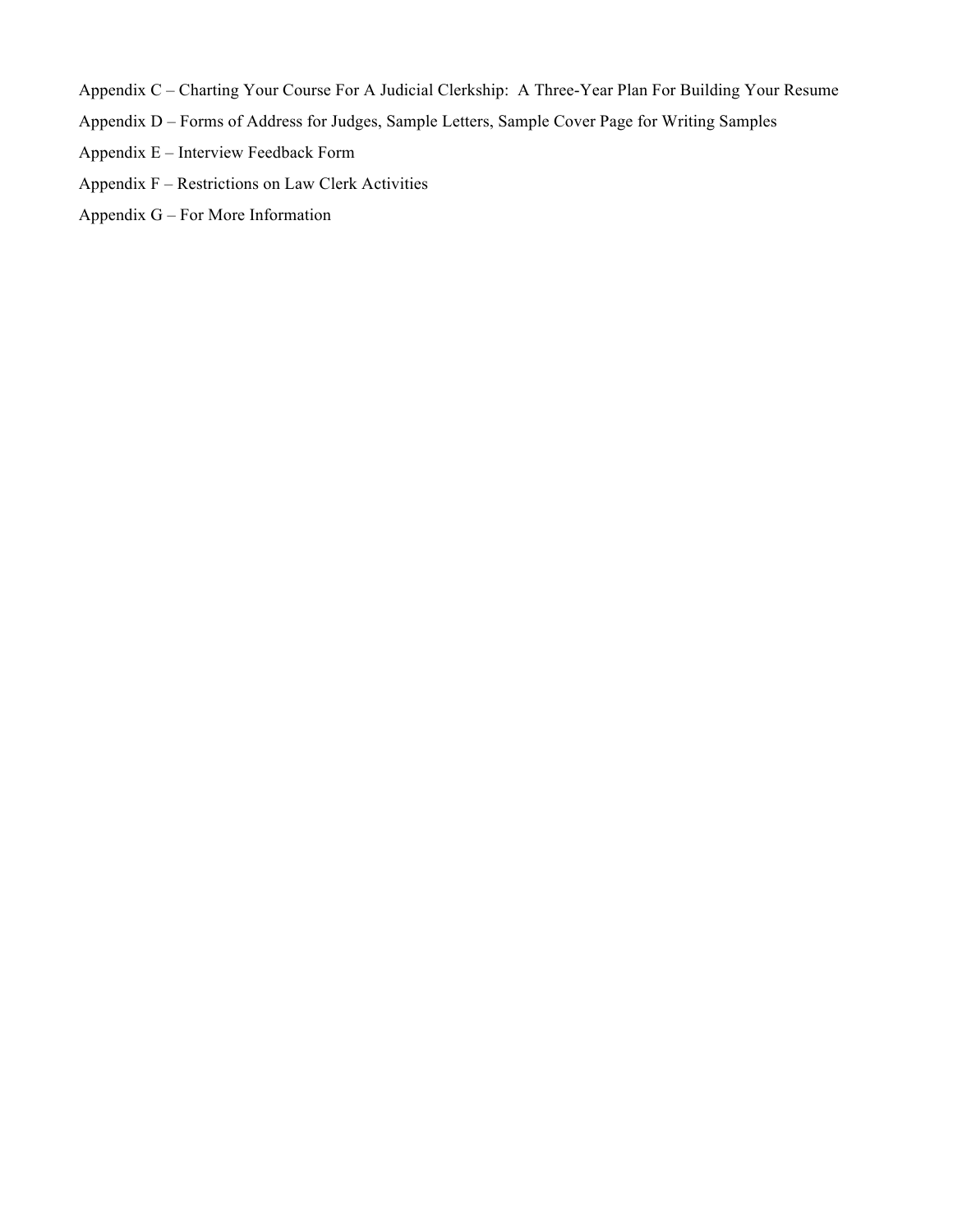Appendix C – Charting Your Course For A Judicial Clerkship: A Three-Year Plan For Building Your Resume

Appendix D – Forms of Address for Judges, Sample Letters, Sample Cover Page for Writing Samples

Appendix E – Interview Feedback Form

Appendix F – Restrictions on Law Clerk Activities

Appendix G – For More Information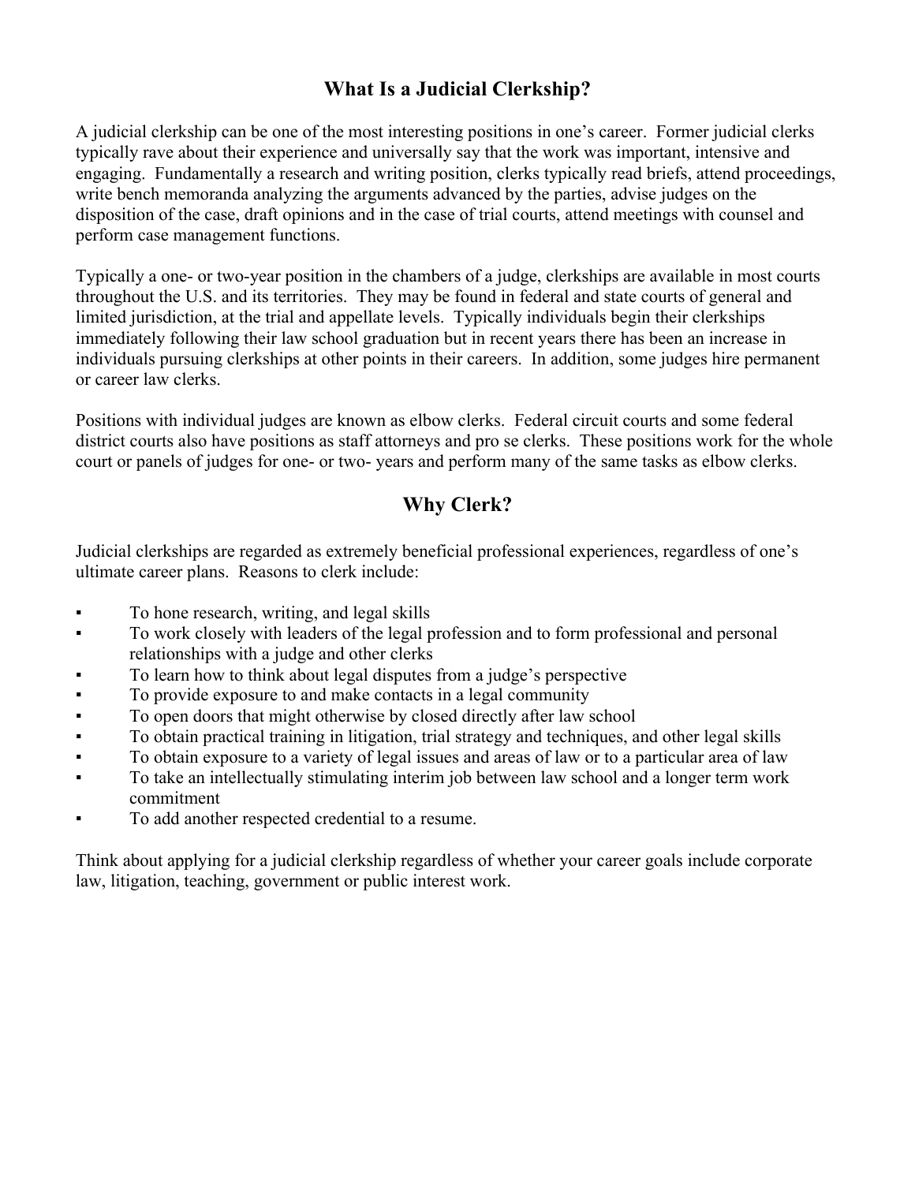## What Is a Judicial Clerkship?

A judicial clerkship can be one of the most interesting positions in one's career. Former judicial clerks typically rave about their experience and universally say that the work was important, intensive and engaging. Fundamentally a research and writing position, clerks typically read briefs, attend proceedings, write bench memoranda analyzing the arguments advanced by the parties, advise judges on the disposition of the case, draft opinions and in the case of trial courts, attend meetings with counsel and perform case management functions.

Typically a one- or two-year position in the chambers of a judge, clerkships are available in most courts throughout the U.S. and its territories. They may be found in federal and state courts of general and limited jurisdiction, at the trial and appellate levels. Typically individuals begin their clerkships immediately following their law school graduation but in recent years there has been an increase in individuals pursuing clerkships at other points in their careers. In addition, some judges hire permanent or career law clerks.

Positions with individual judges are known as elbow clerks. Federal circuit courts and some federal district courts also have positions as staff attorneys and pro se clerks. These positions work for the whole court or panels of judges for one- or two- years and perform many of the same tasks as elbow clerks.

## Why Clerk?

Judicial clerkships are regarded as extremely beneficial professional experiences, regardless of one's ultimate career plans. Reasons to clerk include:

- To hone research, writing, and legal skills
- To work closely with leaders of the legal profession and to form professional and personal relationships with a judge and other clerks
- To learn how to think about legal disputes from a judge's perspective
- To provide exposure to and make contacts in a legal community
- To open doors that might otherwise by closed directly after law school
- To obtain practical training in litigation, trial strategy and techniques, and other legal skills
- To obtain exposure to a variety of legal issues and areas of law or to a particular area of law
- To take an intellectually stimulating interim job between law school and a longer term work commitment
- To add another respected credential to a resume.

Think about applying for a judicial clerkship regardless of whether your career goals include corporate law, litigation, teaching, government or public interest work.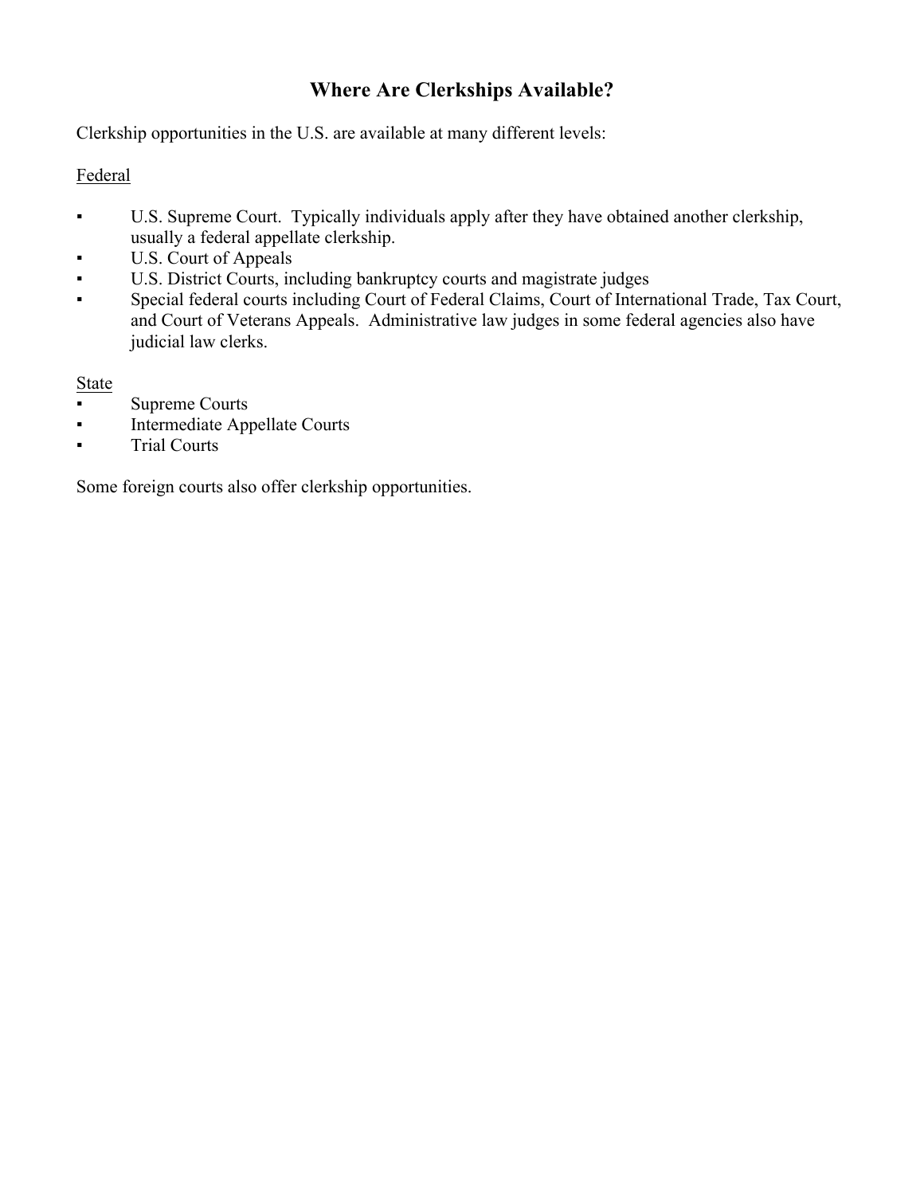# Where Are Clerkships Available?

Clerkship opportunities in the U.S. are available at many different levels:

Federal

- U.S. Supreme Court. Typically individuals apply after they have obtained another clerkship, usually a federal appellate clerkship.
- U.S. Court of Appeals
- U.S. District Courts, including bankruptcy courts and magistrate judges
- Special federal courts including Court of Federal Claims, Court of International Trade, Tax Court, and Court of Veterans Appeals. Administrative law judges in some federal agencies also have judicial law clerks.

State

- Supreme Courts
- Intermediate Appellate Courts
- Trial Courts

Some foreign courts also offer clerkship opportunities.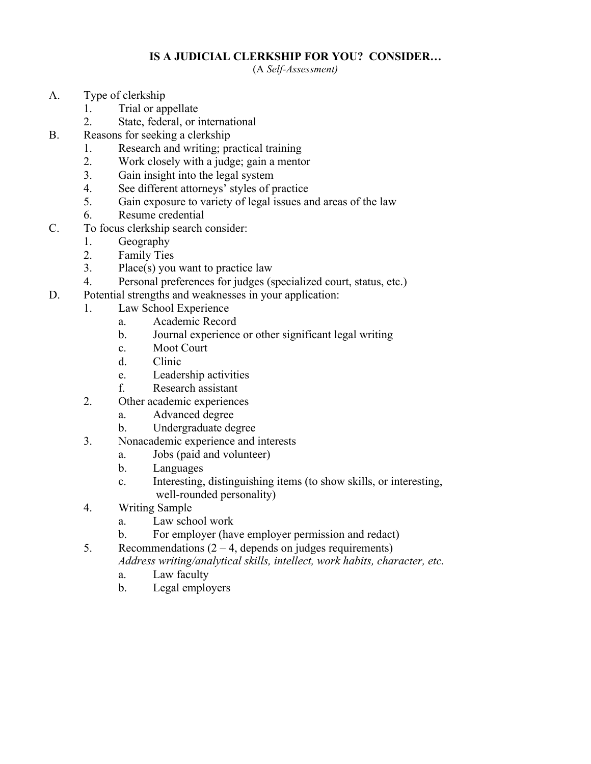# IS A JUDICIAL CLERKSHIP FOR YOU? CONSIDER…

(A *Self-Assessment)*

A. Type of clerkship
   1. Trial or appellate
   2. State, federal, or international

B. Reasons for seeking a clerkship
   1. Research and writing; practical training
   2. Work closely with a judge; gain a mentor
   3. Gain insight into the legal system
   4. See different attorneys' styles of practice
   5. Gain exposure to variety of legal issues and areas of the law
   6. Resume credential

C. To focus clerkship search consider:
   1. Geography
   2. Family Ties
   3. Place(s) you want to practice law
   4. Personal preferences for judges (specialized court, status, etc.)

D. Potential strengths and weaknesses in your application:
   1. Law School Experience
      a. Academic Record
      b. Journal experience or other significant legal writing
      c. Moot Court
      d. Clinic
      e. Leadership activities
      f. Research assistant
   2. Other academic experiences
      a. Advanced degree
      b. Undergraduate degree
   3. Nonacademic experience and interests
      a. Jobs (paid and volunteer)
      b. Languages
      c. Interesting, distinguishing items (to show skills, or interesting, well-rounded personality)
   4. Writing Sample
      a. Law school work
      b. For employer (have employer permission and redact)
   5. Recommendations (2 – 4, depends on judges requirements)
      *Address writing/analytical skills, intellect, work habits, character, etc.*
      a. Law faculty
      b. Legal employers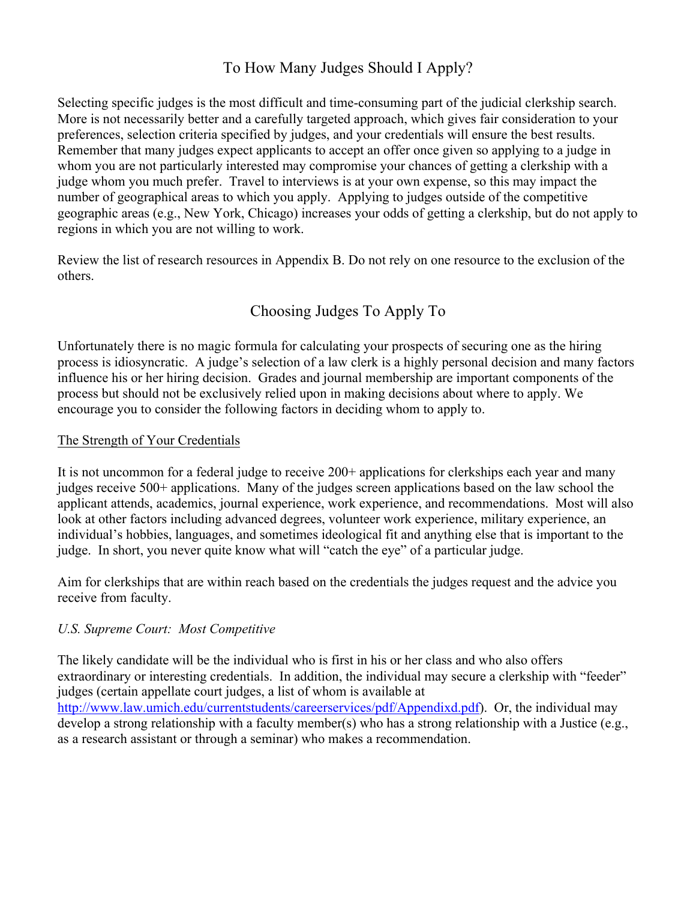## To How Many Judges Should I Apply?

Selecting specific judges is the most difficult and time-consuming part of the judicial clerkship search. More is not necessarily better and a carefully targeted approach, which gives fair consideration to your preferences, selection criteria specified by judges, and your credentials will ensure the best results. Remember that many judges expect applicants to accept an offer once given so applying to a judge in whom you are not particularly interested may compromise your chances of getting a clerkship with a judge whom you much prefer. Travel to interviews is at your own expense, so this may impact the number of geographical areas to which you apply. Applying to judges outside of the competitive geographic areas (e.g., New York, Chicago) increases your odds of getting a clerkship, but do not apply to regions in which you are not willing to work.

Review the list of research resources in Appendix B. Do not rely on one resource to the exclusion of the others.

## Choosing Judges To Apply To

Unfortunately there is no magic formula for calculating your prospects of securing one as the hiring process is idiosyncratic. A judge's selection of a law clerk is a highly personal decision and many factors influence his or her hiring decision. Grades and journal membership are important components of the process but should not be exclusively relied upon in making decisions about where to apply. We encourage you to consider the following factors in deciding whom to apply to.

### The Strength of Your Credentials

It is not uncommon for a federal judge to receive 200+ applications for clerkships each year and many judges receive 500+ applications. Many of the judges screen applications based on the law school the applicant attends, academics, journal experience, work experience, and recommendations. Most will also look at other factors including advanced degrees, volunteer work experience, military experience, an individual's hobbies, languages, and sometimes ideological fit and anything else that is important to the judge. In short, you never quite know what will "catch the eye" of a particular judge.

Aim for clerkships that are within reach based on the credentials the judges request and the advice you receive from faculty.

*U.S. Supreme Court: Most Competitive*

The likely candidate will be the individual who is first in his or her class and who also offers extraordinary or interesting credentials. In addition, the individual may secure a clerkship with "feeder" judges (certain appellate court judges, a list of whom is available at [http://www.law.umich.edu/currentstudents/careerservices/pdf/Appendixd.pdf](http://www.law.umich.edu/currentstudents/careerservices/pdf/Appendixd.pdf)). Or, the individual may develop a strong relationship with a faculty member(s) who has a strong relationship with a Justice (e.g., as a research assistant or through a seminar) who makes a recommendation.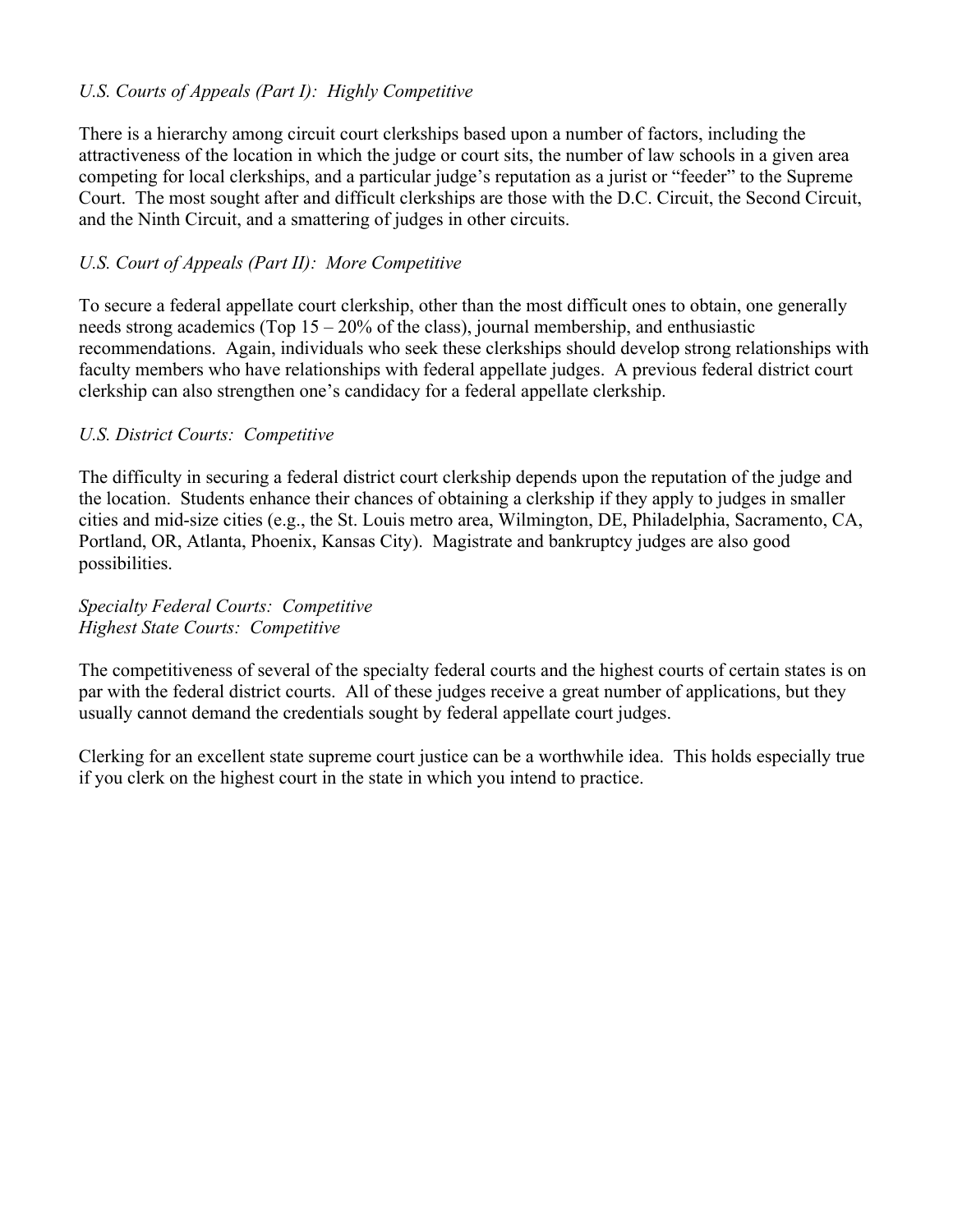*U.S. Courts of Appeals (Part I): Highly Competitive*

There is a hierarchy among circuit court clerkships based upon a number of factors, including the attractiveness of the location in which the judge or court sits, the number of law schools in a given area competing for local clerkships, and a particular judge's reputation as a jurist or "feeder" to the Supreme Court. The most sought after and difficult clerkships are those with the D.C. Circuit, the Second Circuit, and the Ninth Circuit, and a smattering of judges in other circuits.

*U.S. Court of Appeals (Part II): More Competitive*

To secure a federal appellate court clerkship, other than the most difficult ones to obtain, one generally needs strong academics (Top 15 – 20% of the class), journal membership, and enthusiastic recommendations. Again, individuals who seek these clerkships should develop strong relationships with faculty members who have relationships with federal appellate judges. A previous federal district court clerkship can also strengthen one's candidacy for a federal appellate clerkship.

*U.S. District Courts: Competitive*

The difficulty in securing a federal district court clerkship depends upon the reputation of the judge and the location. Students enhance their chances of obtaining a clerkship if they apply to judges in smaller cities and mid-size cities (e.g., the St. Louis metro area, Wilmington, DE, Philadelphia, Sacramento, CA, Portland, OR, Atlanta, Phoenix, Kansas City). Magistrate and bankruptcy judges are also good possibilities.

*Specialty Federal Courts: Competitive*
*Highest State Courts: Competitive*

The competitiveness of several of the specialty federal courts and the highest courts of certain states is on par with the federal district courts. All of these judges receive a great number of applications, but they usually cannot demand the credentials sought by federal appellate court judges.

Clerking for an excellent state supreme court justice can be a worthwhile idea. This holds especially true if you clerk on the highest court in the state in which you intend to practice.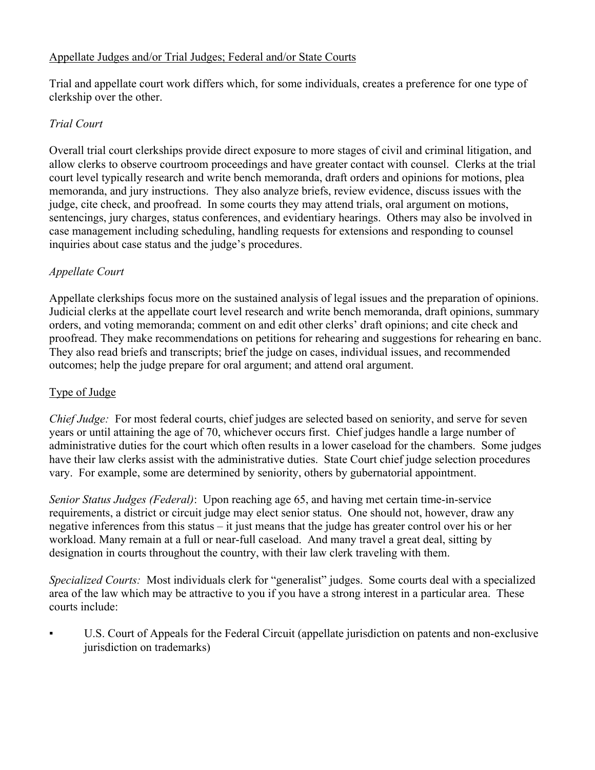## Appellate Judges and/or Trial Judges; Federal and/or State Courts

Trial and appellate court work differs which, for some individuals, creates a preference for one type of clerkship over the other.

### *Trial Court*

Overall trial court clerkships provide direct exposure to more stages of civil and criminal litigation, and allow clerks to observe courtroom proceedings and have greater contact with counsel. Clerks at the trial court level typically research and write bench memoranda, draft orders and opinions for motions, plea memoranda, and jury instructions. They also analyze briefs, review evidence, discuss issues with the judge, cite check, and proofread. In some courts they may attend trials, oral argument on motions, sentencings, jury charges, status conferences, and evidentiary hearings. Others may also be involved in case management including scheduling, handling requests for extensions and responding to counsel inquiries about case status and the judge's procedures.

### *Appellate Court*

Appellate clerkships focus more on the sustained analysis of legal issues and the preparation of opinions. Judicial clerks at the appellate court level research and write bench memoranda, draft opinions, summary orders, and voting memoranda; comment on and edit other clerks' draft opinions; and cite check and proofread. They make recommendations on petitions for rehearing and suggestions for rehearing en banc. They also read briefs and transcripts; brief the judge on cases, individual issues, and recommended outcomes; help the judge prepare for oral argument; and attend oral argument.

## Type of Judge

*Chief Judge:* For most federal courts, chief judges are selected based on seniority, and serve for seven years or until attaining the age of 70, whichever occurs first. Chief judges handle a large number of administrative duties for the court which often results in a lower caseload for the chambers. Some judges have their law clerks assist with the administrative duties. State Court chief judge selection procedures vary. For example, some are determined by seniority, others by gubernatorial appointment.

*Senior Status Judges (Federal)*: Upon reaching age 65, and having met certain time-in-service requirements, a district or circuit judge may elect senior status. One should not, however, draw any negative inferences from this status – it just means that the judge has greater control over his or her workload. Many remain at a full or near-full caseload. And many travel a great deal, sitting by designation in courts throughout the country, with their law clerk traveling with them.

*Specialized Courts:* Most individuals clerk for "generalist" judges. Some courts deal with a specialized area of the law which may be attractive to you if you have a strong interest in a particular area. These courts include:

- U.S. Court of Appeals for the Federal Circuit (appellate jurisdiction on patents and non-exclusive jurisdiction on trademarks)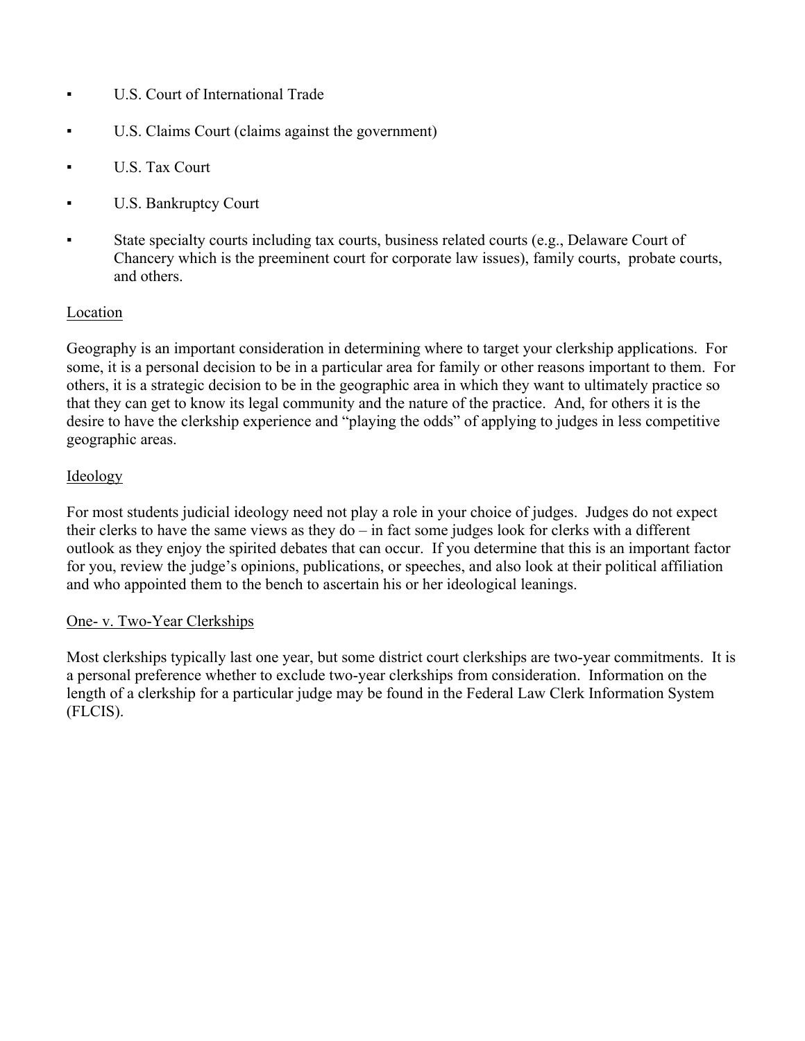- U.S. Court of International Trade
- U.S. Claims Court (claims against the government)
- U.S. Tax Court
- U.S. Bankruptcy Court
- State specialty courts including tax courts, business related courts (e.g., Delaware Court of Chancery which is the preeminent court for corporate law issues), family courts, probate courts, and others.

Location

Geography is an important consideration in determining where to target your clerkship applications. For some, it is a personal decision to be in a particular area for family or other reasons important to them. For others, it is a strategic decision to be in the geographic area in which they want to ultimately practice so that they can get to know its legal community and the nature of the practice. And, for others it is the desire to have the clerkship experience and "playing the odds" of applying to judges in less competitive geographic areas.

Ideology

For most students judicial ideology need not play a role in your choice of judges. Judges do not expect their clerks to have the same views as they do – in fact some judges look for clerks with a different outlook as they enjoy the spirited debates that can occur. If you determine that this is an important factor for you, review the judge's opinions, publications, or speeches, and also look at their political affiliation and who appointed them to the bench to ascertain his or her ideological leanings.

One- v. Two-Year Clerkships

Most clerkships typically last one year, but some district court clerkships are two-year commitments. It is a personal preference whether to exclude two-year clerkships from consideration. Information on the length of a clerkship for a particular judge may be found in the Federal Law Clerk Information System (FLCIS).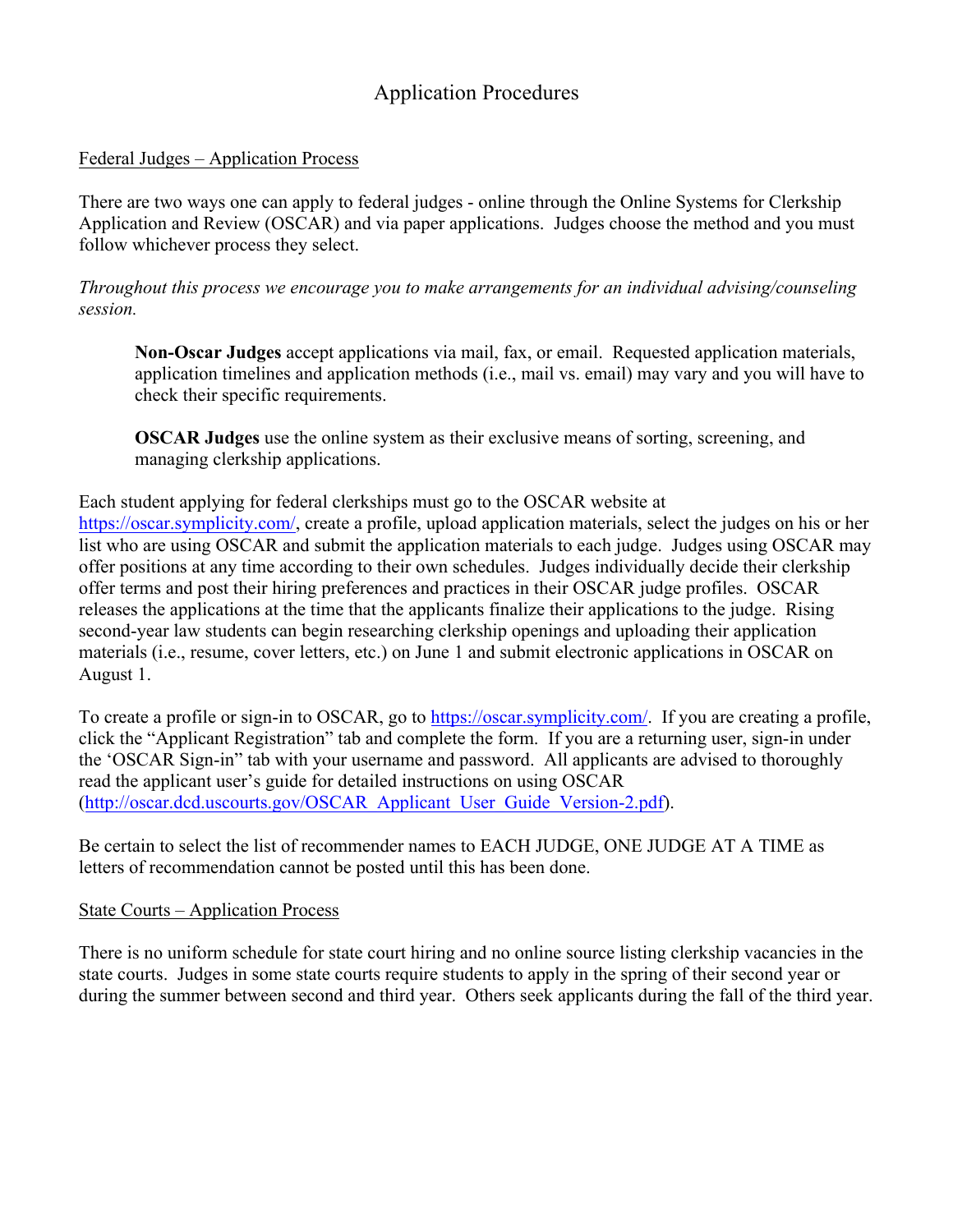# Application Procedures

## Federal Judges – Application Process

There are two ways one can apply to federal judges - online through the Online Systems for Clerkship Application and Review (OSCAR) and via paper applications. Judges choose the method and you must follow whichever process they select.

*Throughout this process we encourage you to make arrangements for an individual advising/counseling session.*

> **Non-Oscar Judges** accept applications via mail, fax, or email. Requested application materials, application timelines and application methods (i.e., mail vs. email) may vary and you will have to check their specific requirements.
>
> **OSCAR Judges** use the online system as their exclusive means of sorting, screening, and managing clerkship applications.

Each student applying for federal clerkships must go to the OSCAR website at https://oscar.symplicity.com/, create a profile, upload application materials, select the judges on his or her list who are using OSCAR and submit the application materials to each judge. Judges using OSCAR may offer positions at any time according to their own schedules. Judges individually decide their clerkship offer terms and post their hiring preferences and practices in their OSCAR judge profiles. OSCAR releases the applications at the time that the applicants finalize their applications to the judge. Rising second-year law students can begin researching clerkship openings and uploading their application materials (i.e., resume, cover letters, etc.) on June 1 and submit electronic applications in OSCAR on August 1.

To create a profile or sign-in to OSCAR, go to https://oscar.symplicity.com/. If you are creating a profile, click the "Applicant Registration" tab and complete the form. If you are a returning user, sign-in under the 'OSCAR Sign-in" tab with your username and password. All applicants are advised to thoroughly read the applicant user's guide for detailed instructions on using OSCAR (http://oscar.dcd.uscourts.gov/OSCAR_Applicant_User_Guide_Version-2.pdf).

Be certain to select the list of recommender names to EACH JUDGE, ONE JUDGE AT A TIME as letters of recommendation cannot be posted until this has been done.

## State Courts – Application Process

There is no uniform schedule for state court hiring and no online source listing clerkship vacancies in the state courts. Judges in some state courts require students to apply in the spring of their second year or during the summer between second and third year. Others seek applicants during the fall of the third year.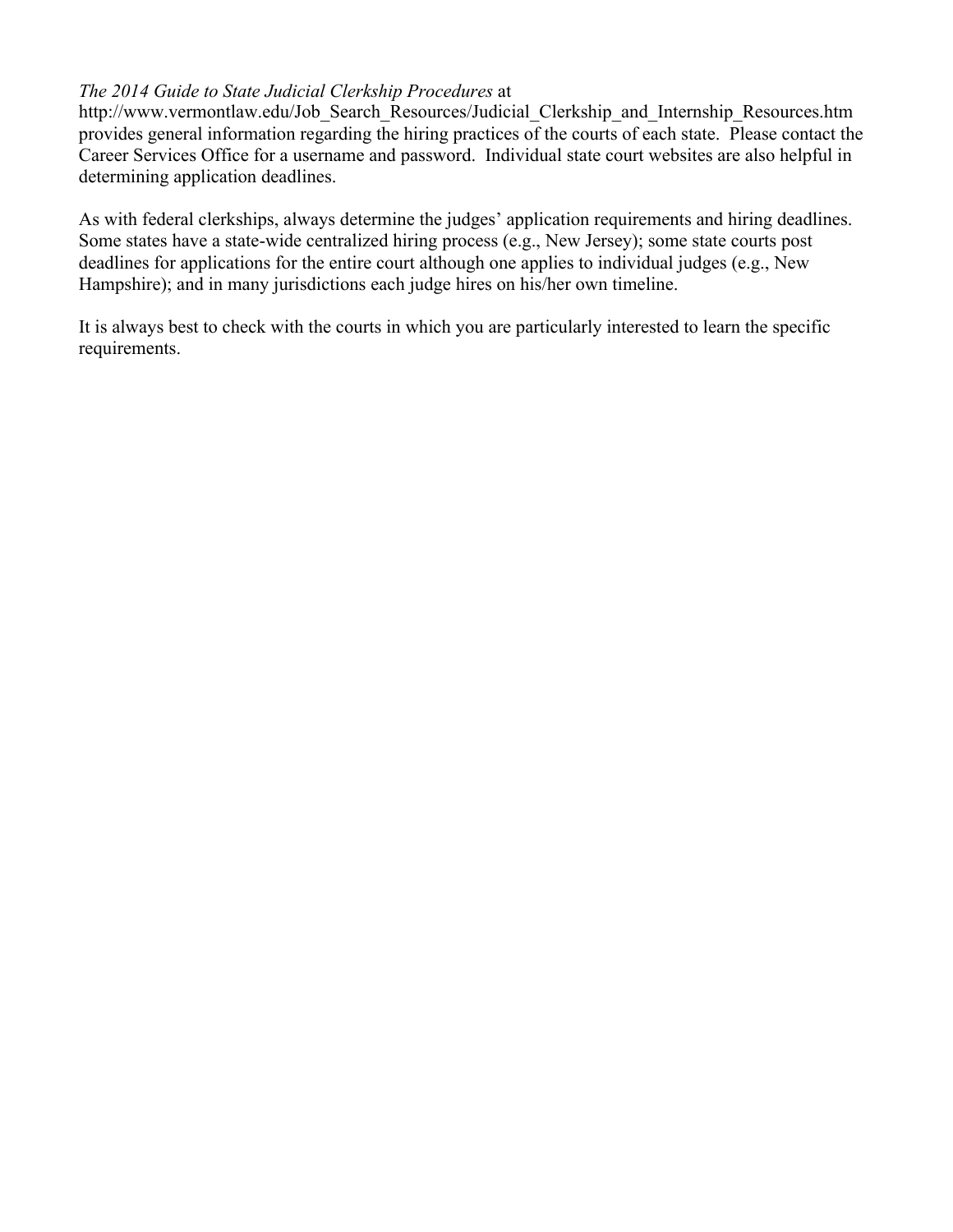*The 2014 Guide to State Judicial Clerkship Procedures* at http://www.vermontlaw.edu/Job_Search_Resources/Judicial_Clerkship_and_Internship_Resources.htm provides general information regarding the hiring practices of the courts of each state. Please contact the Career Services Office for a username and password. Individual state court websites are also helpful in determining application deadlines.

As with federal clerkships, always determine the judges' application requirements and hiring deadlines. Some states have a state-wide centralized hiring process (e.g., New Jersey); some state courts post deadlines for applications for the entire court although one applies to individual judges (e.g., New Hampshire); and in many jurisdictions each judge hires on his/her own timeline.

It is always best to check with the courts in which you are particularly interested to learn the specific requirements.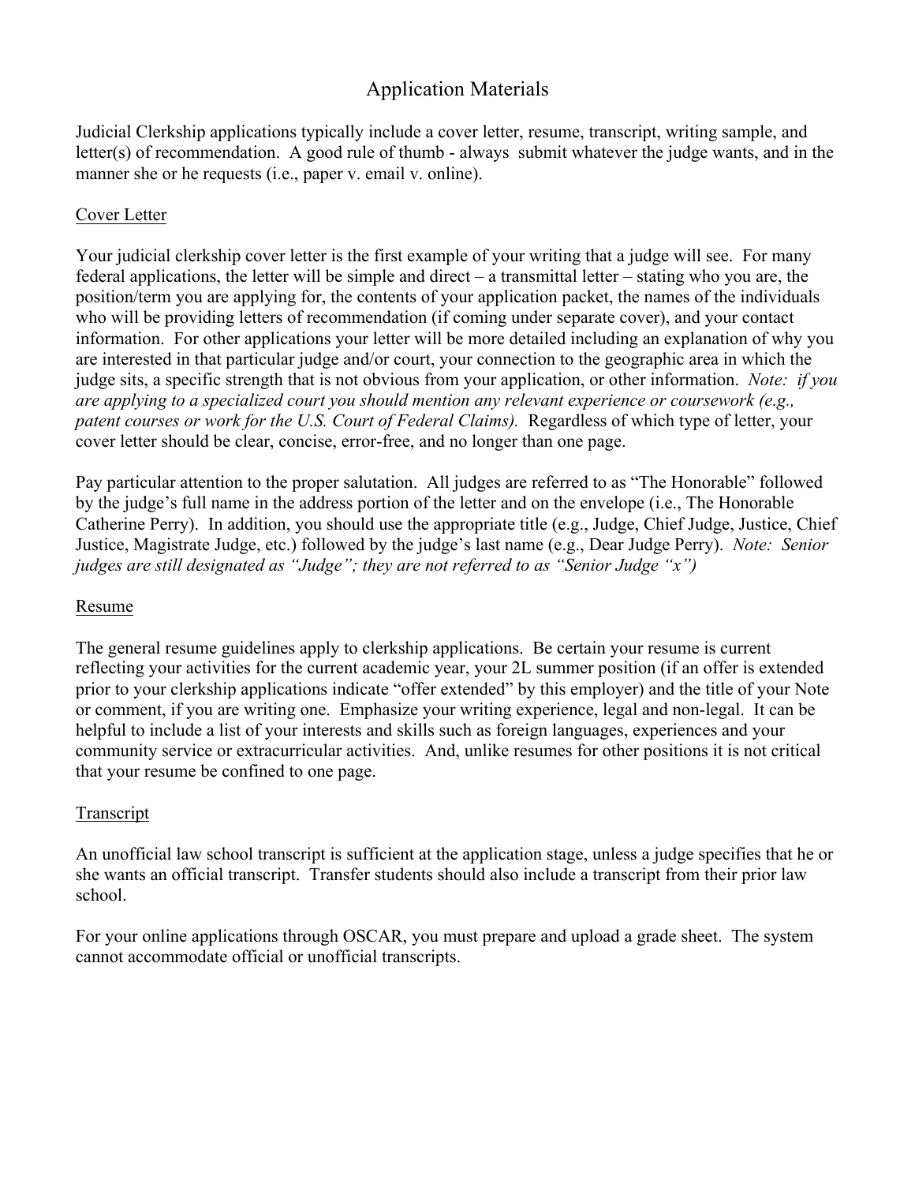# Application Materials

Judicial Clerkship applications typically include a cover letter, resume, transcript, writing sample, and letter(s) of recommendation. A good rule of thumb - always submit whatever the judge wants, and in the manner she or he requests (i.e., paper v. email v. online).

## Cover Letter

Your judicial clerkship cover letter is the first example of your writing that a judge will see. For many federal applications, the letter will be simple and direct – a transmittal letter – stating who you are, the position/term you are applying for, the contents of your application packet, the names of the individuals who will be providing letters of recommendation (if coming under separate cover), and your contact information. For other applications your letter will be more detailed including an explanation of why you are interested in that particular judge and/or court, your connection to the geographic area in which the judge sits, a specific strength that is not obvious from your application, or other information. *Note: if you are applying to a specialized court you should mention any relevant experience or coursework (e.g., patent courses or work for the U.S. Court of Federal Claims).* Regardless of which type of letter, your cover letter should be clear, concise, error-free, and no longer than one page.

Pay particular attention to the proper salutation. All judges are referred to as "The Honorable" followed by the judge's full name in the address portion of the letter and on the envelope (i.e., The Honorable Catherine Perry). In addition, you should use the appropriate title (e.g., Judge, Chief Judge, Justice, Chief Justice, Magistrate Judge, etc.) followed by the judge's last name (e.g., Dear Judge Perry). *Note: Senior judges are still designated as "Judge"; they are not referred to as "Senior Judge "x")*

## Resume

The general resume guidelines apply to clerkship applications. Be certain your resume is current reflecting your activities for the current academic year, your 2L summer position (if an offer is extended prior to your clerkship applications indicate "offer extended" by this employer) and the title of your Note or comment, if you are writing one. Emphasize your writing experience, legal and non-legal. It can be helpful to include a list of your interests and skills such as foreign languages, experiences and your community service or extracurricular activities. And, unlike resumes for other positions it is not critical that your resume be confined to one page.

## Transcript

An unofficial law school transcript is sufficient at the application stage, unless a judge specifies that he or she wants an official transcript. Transfer students should also include a transcript from their prior law school.

For your online applications through OSCAR, you must prepare and upload a grade sheet. The system cannot accommodate official or unofficial transcripts.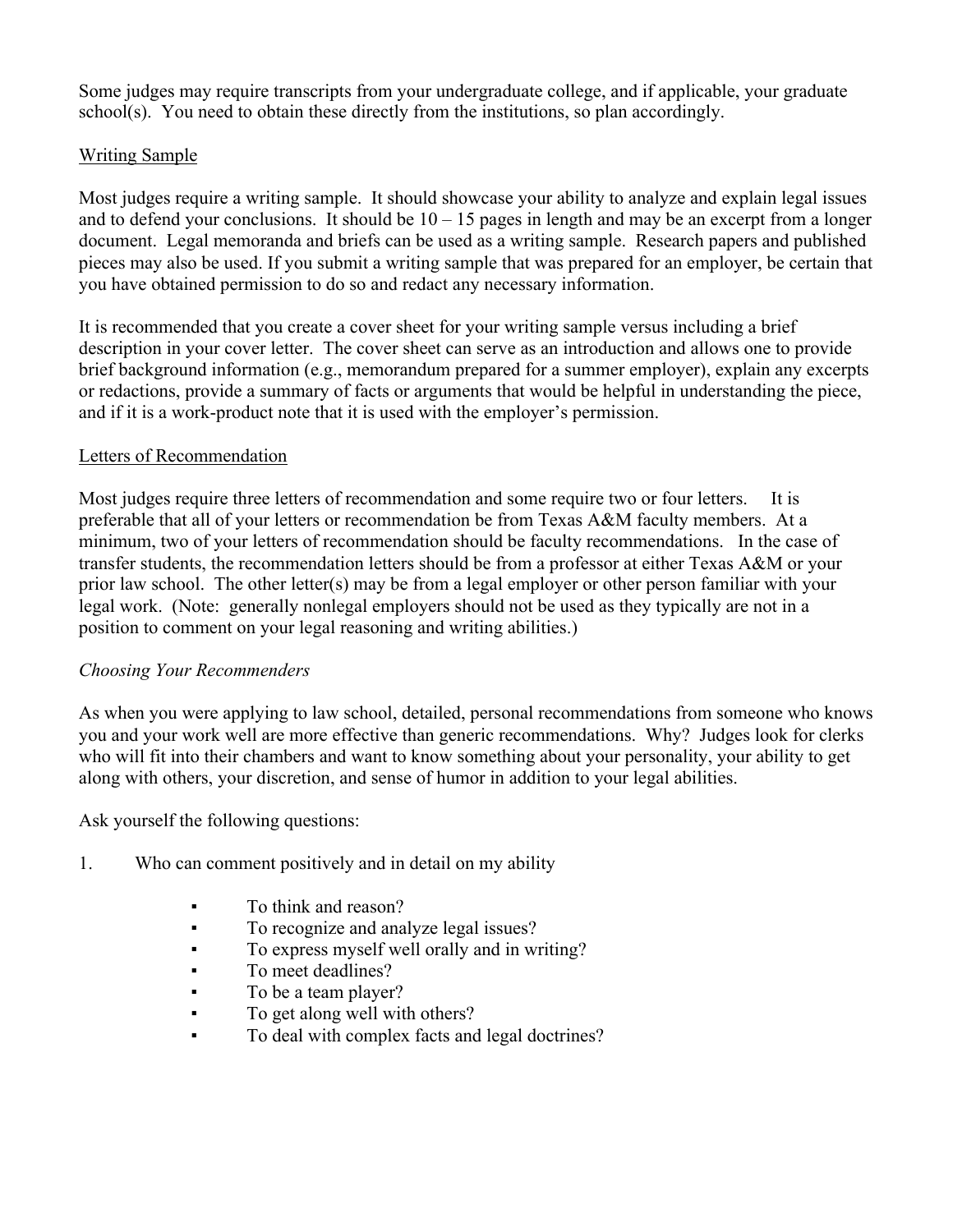Some judges may require transcripts from your undergraduate college, and if applicable, your graduate school(s). You need to obtain these directly from the institutions, so plan accordingly.

## Writing Sample

Most judges require a writing sample. It should showcase your ability to analyze and explain legal issues and to defend your conclusions. It should be 10 – 15 pages in length and may be an excerpt from a longer document. Legal memoranda and briefs can be used as a writing sample. Research papers and published pieces may also be used. If you submit a writing sample that was prepared for an employer, be certain that you have obtained permission to do so and redact any necessary information.

It is recommended that you create a cover sheet for your writing sample versus including a brief description in your cover letter. The cover sheet can serve as an introduction and allows one to provide brief background information (e.g., memorandum prepared for a summer employer), explain any excerpts or redactions, provide a summary of facts or arguments that would be helpful in understanding the piece, and if it is a work-product note that it is used with the employer's permission.

## Letters of Recommendation

Most judges require three letters of recommendation and some require two or four letters. It is preferable that all of your letters or recommendation be from Texas A&M faculty members. At a minimum, two of your letters of recommendation should be faculty recommendations. In the case of transfer students, the recommendation letters should be from a professor at either Texas A&M or your prior law school. The other letter(s) may be from a legal employer or other person familiar with your legal work. (Note: generally nonlegal employers should not be used as they typically are not in a position to comment on your legal reasoning and writing abilities.)

### *Choosing Your Recommenders*

As when you were applying to law school, detailed, personal recommendations from someone who knows you and your work well are more effective than generic recommendations. Why? Judges look for clerks who will fit into their chambers and want to know something about your personality, your ability to get along with others, your discretion, and sense of humor in addition to your legal abilities.

Ask yourself the following questions:

1. Who can comment positively and in detail on my ability

   - To think and reason?
   - To recognize and analyze legal issues?
   - To express myself well orally and in writing?
   - To meet deadlines?
   - To be a team player?
   - To get along well with others?
   - To deal with complex facts and legal doctrines?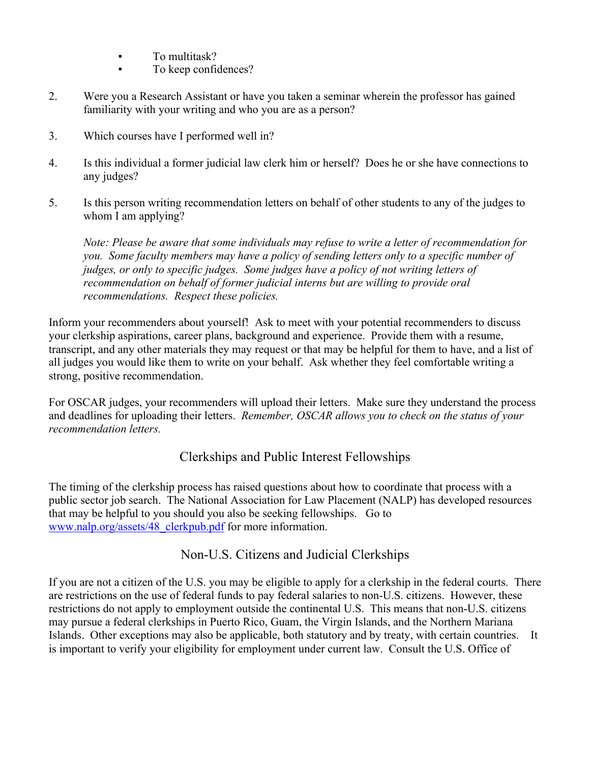- To multitask?
- To keep confidences?

2. Were you a Research Assistant or have you taken a seminar wherein the professor has gained familiarity with your writing and who you are as a person?

3. Which courses have I performed well in?

4. Is this individual a former judicial law clerk him or herself? Does he or she have connections to any judges?

5. Is this person writing recommendation letters on behalf of other students to any of the judges to whom I am applying?

   *Note: Please be aware that some individuals may refuse to write a letter of recommendation for you. Some faculty members may have a policy of sending letters only to a specific number of judges, or only to specific judges. Some judges have a policy of not writing letters of recommendation on behalf of former judicial interns but are willing to provide oral recommendations. Respect these policies.*

Inform your recommenders about yourself! Ask to meet with your potential recommenders to discuss your clerkship aspirations, career plans, background and experience. Provide them with a resume, transcript, and any other materials they may request or that may be helpful for them to have, and a list of all judges you would like them to write on your behalf. Ask whether they feel comfortable writing a strong, positive recommendation.

For OSCAR judges, your recommenders will upload their letters. Make sure they understand the process and deadlines for uploading their letters. *Remember, OSCAR allows you to check on the status of your recommendation letters.*

## Clerkships and Public Interest Fellowships

The timing of the clerkship process has raised questions about how to coordinate that process with a public sector job search. The National Association for Law Placement (NALP) has developed resources that may be helpful to you should you also be seeking fellowships. Go to [www.nalp.org/assets/48_clerkpub.pdf](www.nalp.org/assets/48_clerkpub.pdf) for more information.

## Non-U.S. Citizens and Judicial Clerkships

If you are not a citizen of the U.S. you may be eligible to apply for a clerkship in the federal courts. There are restrictions on the use of federal funds to pay federal salaries to non-U.S. citizens. However, these restrictions do not apply to employment outside the continental U.S. This means that non-U.S. citizens may pursue a federal clerkships in Puerto Rico, Guam, the Virgin Islands, and the Northern Mariana Islands. Other exceptions may also be applicable, both statutory and by treaty, with certain countries. It is important to verify your eligibility for employment under current law. Consult the U.S. Office of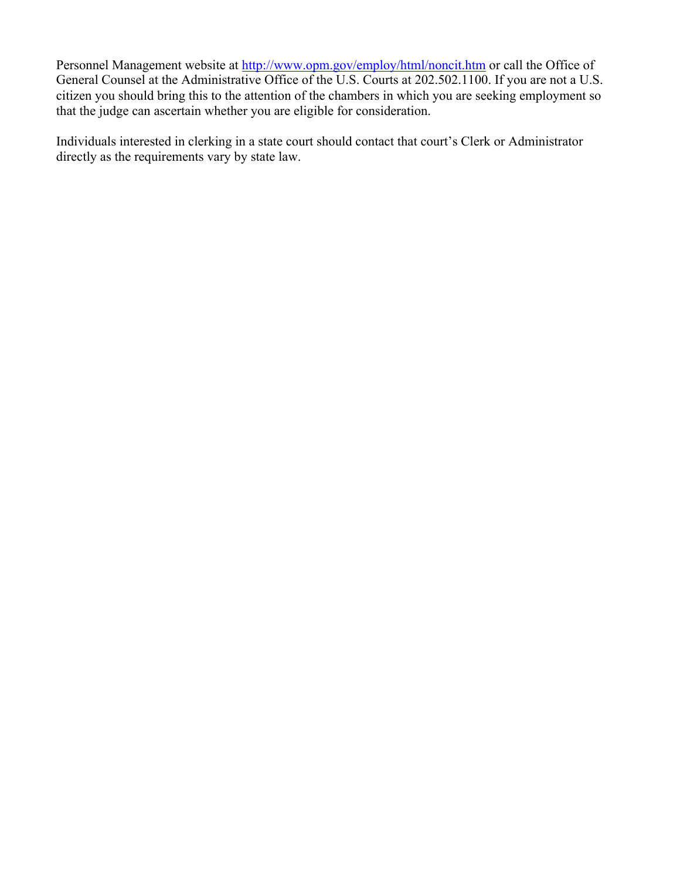Personnel Management website at [http://www.opm.gov/employ/html/noncit.htm](http://www.opm.gov/employ/html/noncit.htm) or call the Office of General Counsel at the Administrative Office of the U.S. Courts at 202.502.1100. If you are not a U.S. citizen you should bring this to the attention of the chambers in which you are seeking employment so that the judge can ascertain whether you are eligible for consideration.

Individuals interested in clerking in a state court should contact that court's Clerk or Administrator directly as the requirements vary by state law.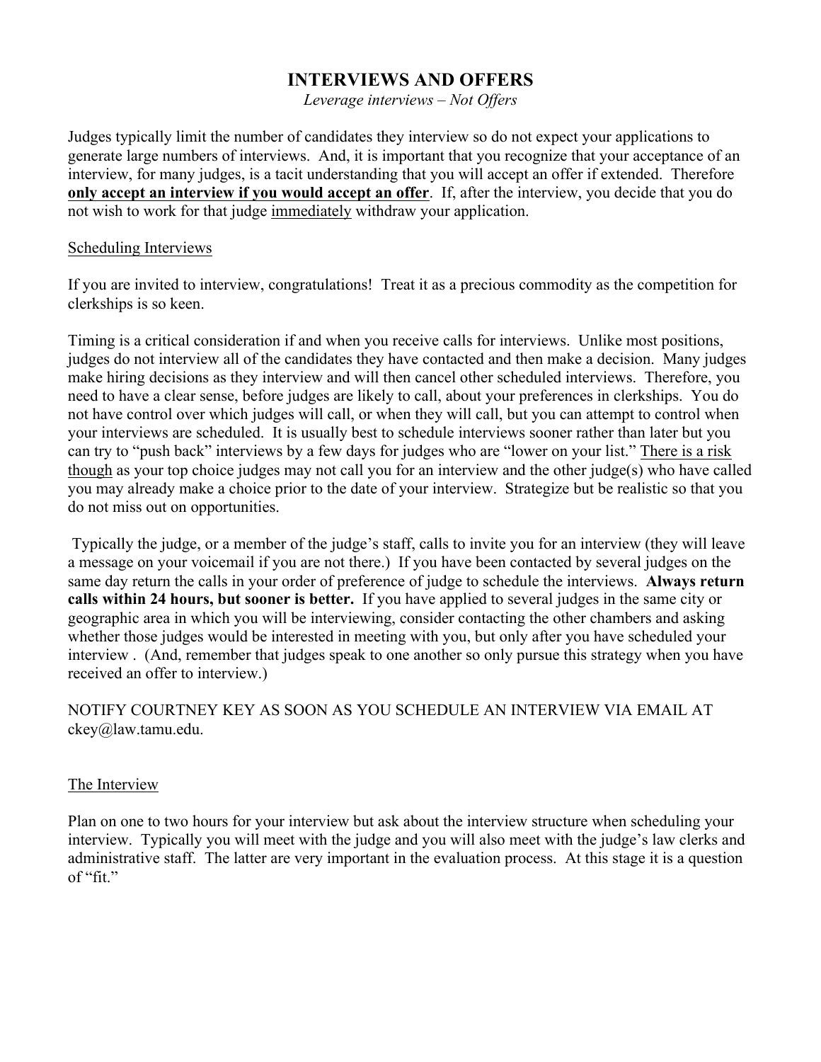# INTERVIEWS AND OFFERS

*Leverage interviews – Not Offers*

Judges typically limit the number of candidates they interview so do not expect your applications to generate large numbers of interviews. And, it is important that you recognize that your acceptance of an interview, for many judges, is a tacit understanding that you will accept an offer if extended. Therefore **only accept an interview if you would accept an offer**. If, after the interview, you decide that you do not wish to work for that judge immediately withdraw your application.

## Scheduling Interviews

If you are invited to interview, congratulations! Treat it as a precious commodity as the competition for clerkships is so keen.

Timing is a critical consideration if and when you receive calls for interviews. Unlike most positions, judges do not interview all of the candidates they have contacted and then make a decision. Many judges make hiring decisions as they interview and will then cancel other scheduled interviews. Therefore, you need to have a clear sense, before judges are likely to call, about your preferences in clerkships. You do not have control over which judges will call, or when they will call, but you can attempt to control when your interviews are scheduled. It is usually best to schedule interviews sooner rather than later but you can try to "push back" interviews by a few days for judges who are "lower on your list." There is a risk though as your top choice judges may not call you for an interview and the other judge(s) who have called you may already make a choice prior to the date of your interview. Strategize but be realistic so that you do not miss out on opportunities.

Typically the judge, or a member of the judge's staff, calls to invite you for an interview (they will leave a message on your voicemail if you are not there.) If you have been contacted by several judges on the same day return the calls in your order of preference of judge to schedule the interviews. **Always return calls within 24 hours, but sooner is better.** If you have applied to several judges in the same city or geographic area in which you will be interviewing, consider contacting the other chambers and asking whether those judges would be interested in meeting with you, but only after you have scheduled your interview . (And, remember that judges speak to one another so only pursue this strategy when you have received an offer to interview.)

NOTIFY COURTNEY KEY AS SOON AS YOU SCHEDULE AN INTERVIEW VIA EMAIL AT ckey@law.tamu.edu.

## The Interview

Plan on one to two hours for your interview but ask about the interview structure when scheduling your interview. Typically you will meet with the judge and you will also meet with the judge's law clerks and administrative staff. The latter are very important in the evaluation process. At this stage it is a question of "fit."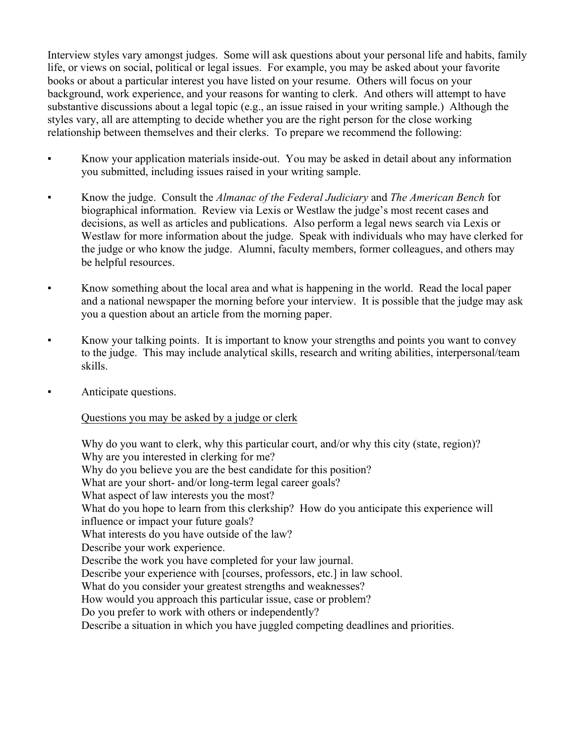Interview styles vary amongst judges. Some will ask questions about your personal life and habits, family life, or views on social, political or legal issues. For example, you may be asked about your favorite books or about a particular interest you have listed on your resume. Others will focus on your background, work experience, and your reasons for wanting to clerk. And others will attempt to have substantive discussions about a legal topic (e.g., an issue raised in your writing sample.) Although the styles vary, all are attempting to decide whether you are the right person for the close working relationship between themselves and their clerks. To prepare we recommend the following:

- Know your application materials inside-out. You may be asked in detail about any information you submitted, including issues raised in your writing sample.

- Know the judge. Consult the *Almanac of the Federal Judiciary* and *The American Bench* for biographical information. Review via Lexis or Westlaw the judge's most recent cases and decisions, as well as articles and publications. Also perform a legal news search via Lexis or Westlaw for more information about the judge. Speak with individuals who may have clerked for the judge or who know the judge. Alumni, faculty members, former colleagues, and others may be helpful resources.

- Know something about the local area and what is happening in the world. Read the local paper and a national newspaper the morning before your interview. It is possible that the judge may ask you a question about an article from the morning paper.

- Know your talking points. It is important to know your strengths and points you want to convey to the judge. This may include analytical skills, research and writing abilities, interpersonal/team skills.

- Anticipate questions.

  <u>Questions you may be asked by a judge or clerk</u>

  Why do you want to clerk, why this particular court, and/or why this city (state, region)?
  Why are you interested in clerking for me?
  Why do you believe you are the best candidate for this position?
  What are your short- and/or long-term legal career goals?
  What aspect of law interests you the most?
  What do you hope to learn from this clerkship? How do you anticipate this experience will influence or impact your future goals?
  What interests do you have outside of the law?
  Describe your work experience.
  Describe the work you have completed for your law journal.
  Describe your experience with [courses, professors, etc.] in law school.
  What do you consider your greatest strengths and weaknesses?
  How would you approach this particular issue, case or problem?
  Do you prefer to work with others or independently?
  Describe a situation in which you have juggled competing deadlines and priorities.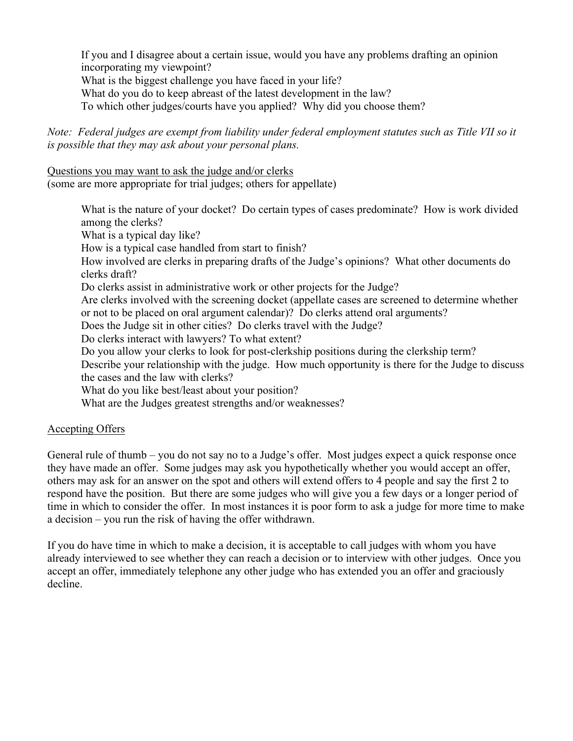If you and I disagree about a certain issue, would you have any problems drafting an opinion incorporating my viewpoint?
What is the biggest challenge you have faced in your life?
What do you do to keep abreast of the latest development in the law?
To which other judges/courts have you applied? Why did you choose them?

*Note: Federal judges are exempt from liability under federal employment statutes such as Title VII so it is possible that they may ask about your personal plans.*

Questions you may want to ask the judge and/or clerks
(some are more appropriate for trial judges; others for appellate)

What is the nature of your docket? Do certain types of cases predominate? How is work divided among the clerks?
What is a typical day like?
How is a typical case handled from start to finish?
How involved are clerks in preparing drafts of the Judge's opinions? What other documents do clerks draft?
Do clerks assist in administrative work or other projects for the Judge?
Are clerks involved with the screening docket (appellate cases are screened to determine whether or not to be placed on oral argument calendar)? Do clerks attend oral arguments?
Does the Judge sit in other cities? Do clerks travel with the Judge?
Do clerks interact with lawyers? To what extent?
Do you allow your clerks to look for post-clerkship positions during the clerkship term?
Describe your relationship with the judge. How much opportunity is there for the Judge to discuss the cases and the law with clerks?
What do you like best/least about your position?
What are the Judges greatest strengths and/or weaknesses?

Accepting Offers

General rule of thumb – you do not say no to a Judge's offer. Most judges expect a quick response once they have made an offer. Some judges may ask you hypothetically whether you would accept an offer, others may ask for an answer on the spot and others will extend offers to 4 people and say the first 2 to respond have the position. But there are some judges who will give you a few days or a longer period of time in which to consider the offer. In most instances it is poor form to ask a judge for more time to make a decision – you run the risk of having the offer withdrawn.

If you do have time in which to make a decision, it is acceptable to call judges with whom you have already interviewed to see whether they can reach a decision or to interview with other judges. Once you accept an offer, immediately telephone any other judge who has extended you an offer and graciously decline.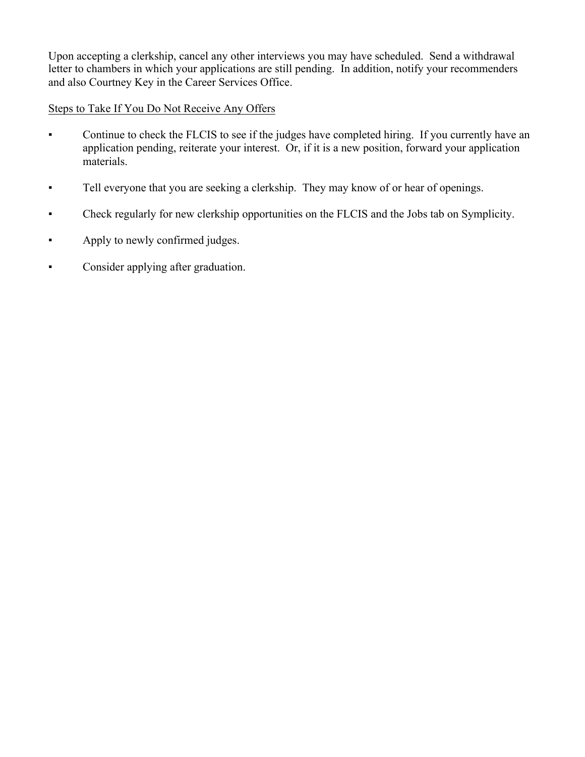Upon accepting a clerkship, cancel any other interviews you may have scheduled. Send a withdrawal letter to chambers in which your applications are still pending. In addition, notify your recommenders and also Courtney Key in the Career Services Office.

<u>Steps to Take If You Do Not Receive Any Offers</u>

- Continue to check the FLCIS to see if the judges have completed hiring. If you currently have an application pending, reiterate your interest. Or, if it is a new position, forward your application materials.
- Tell everyone that you are seeking a clerkship. They may know of or hear of openings.
- Check regularly for new clerkship opportunities on the FLCIS and the Jobs tab on Symplicity.
- Apply to newly confirmed judges.
- Consider applying after graduation.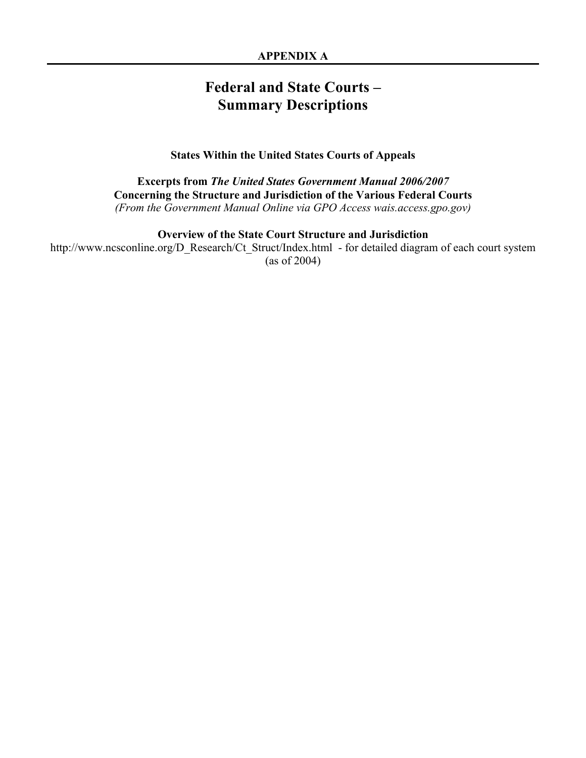**APPENDIX A**

# Federal and State Courts – Summary Descriptions

**States Within the United States Courts of Appeals**

**Excerpts from *The United States Government Manual 2006/2007***
**Concerning the Structure and Jurisdiction of the Various Federal Courts**
*(From the Government Manual Online via GPO Access wais.access.gpo.gov)*

**Overview of the State Court Structure and Jurisdiction**
http://www.ncsconline.org/D_Research/Ct_Struct/Index.html - for detailed diagram of each court system (as of 2004)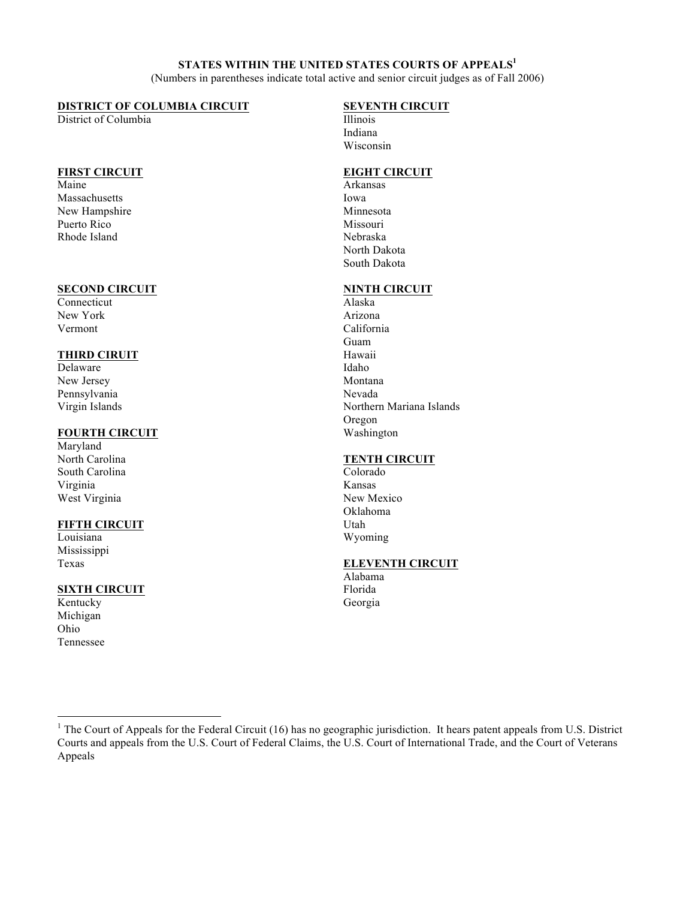## STATES WITHIN THE UNITED STATES COURTS OF APPEALS[1]

(Numbers in parentheses indicate total active and senior circuit judges as of Fall 2006)

**DISTRICT OF COLUMBIA CIRCUIT**
District of Columbia

**FIRST CIRCUIT**
Maine
Massachusetts
New Hampshire
Puerto Rico
Rhode Island

**SECOND CIRCUIT**
Connecticut
New York
Vermont

**THIRD CIRUIT**
Delaware
New Jersey
Pennsylvania
Virgin Islands

**FOURTH CIRCUIT**
Maryland
North Carolina
South Carolina
Virginia
West Virginia

**FIFTH CIRCUIT**
Louisiana
Mississippi
Texas

**SIXTH CIRCUIT**
Kentucky
Michigan
Ohio
Tennessee

**SEVENTH CIRCUIT**
Illinois
Indiana
Wisconsin

**EIGHT CIRCUIT**
Arkansas
Iowa
Minnesota
Missouri
Nebraska
North Dakota
South Dakota

**NINTH CIRCUIT**
Alaska
Arizona
California
Guam
Hawaii
Idaho
Montana
Nevada
Northern Mariana Islands
Oregon
Washington

**TENTH CIRCUIT**
Colorado
Kansas
New Mexico
Oklahoma
Utah
Wyoming

**ELEVENTH CIRCUIT**
Alabama
Florida
Georgia

---

[1] The Court of Appeals for the Federal Circuit (16) has no geographic jurisdiction. It hears patent appeals from U.S. District Courts and appeals from the U.S. Court of Federal Claims, the U.S. Court of International Trade, and the Court of Veterans Appeals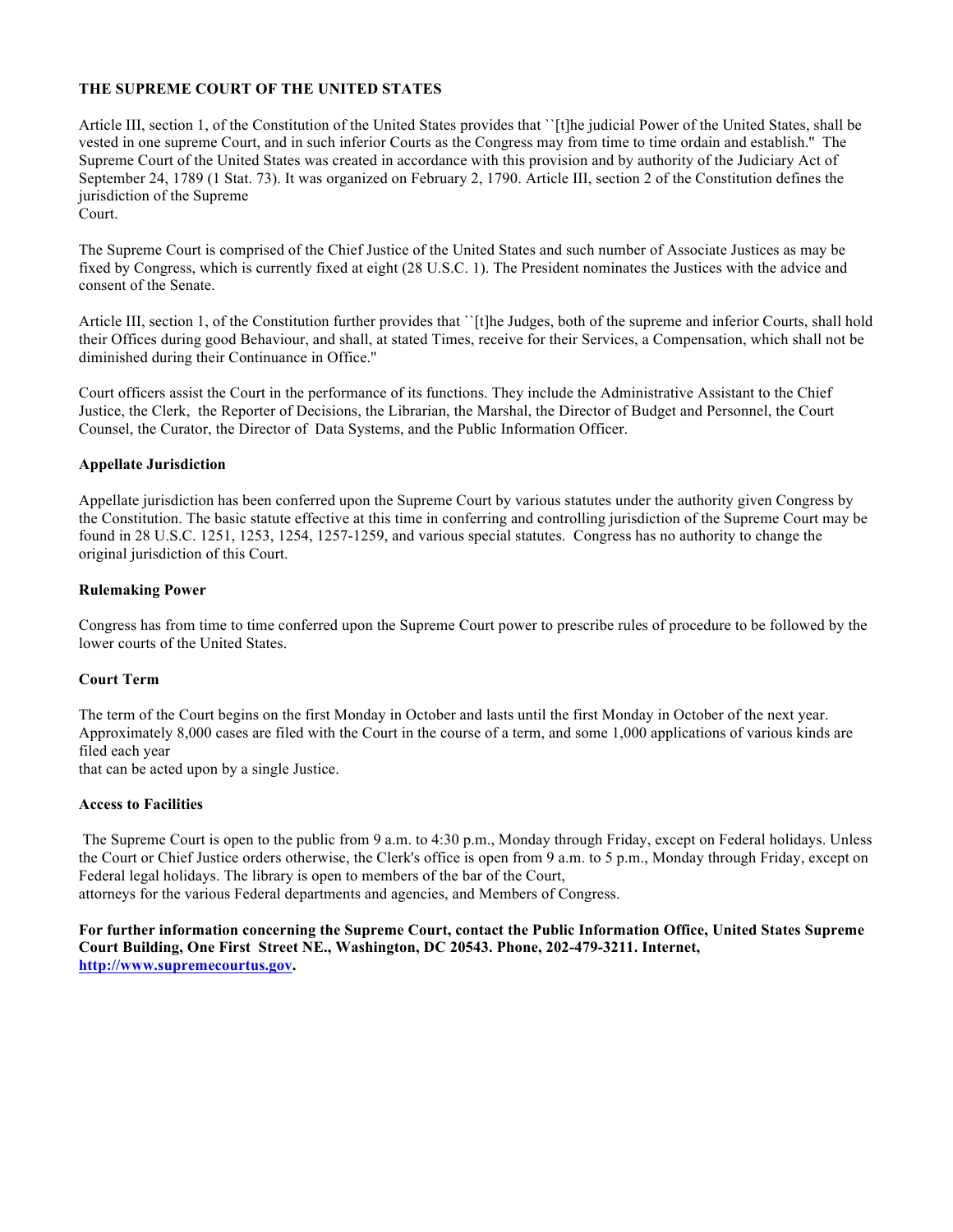# THE SUPREME COURT OF THE UNITED STATES

Article III, section 1, of the Constitution of the United States provides that ``[t]he judicial Power of the United States, shall be vested in one supreme Court, and in such inferior Courts as the Congress may from time to time ordain and establish." The Supreme Court of the United States was created in accordance with this provision and by authority of the Judiciary Act of September 24, 1789 (1 Stat. 73). It was organized on February 2, 1790. Article III, section 2 of the Constitution defines the jurisdiction of the Supreme Court.

The Supreme Court is comprised of the Chief Justice of the United States and such number of Associate Justices as may be fixed by Congress, which is currently fixed at eight (28 U.S.C. 1). The President nominates the Justices with the advice and consent of the Senate.

Article III, section 1, of the Constitution further provides that ``[t]he Judges, both of the supreme and inferior Courts, shall hold their Offices during good Behaviour, and shall, at stated Times, receive for their Services, a Compensation, which shall not be diminished during their Continuance in Office."

Court officers assist the Court in the performance of its functions. They include the Administrative Assistant to the Chief Justice, the Clerk, the Reporter of Decisions, the Librarian, the Marshal, the Director of Budget and Personnel, the Court Counsel, the Curator, the Director of Data Systems, and the Public Information Officer.

## Appellate Jurisdiction

Appellate jurisdiction has been conferred upon the Supreme Court by various statutes under the authority given Congress by the Constitution. The basic statute effective at this time in conferring and controlling jurisdiction of the Supreme Court may be found in 28 U.S.C. 1251, 1253, 1254, 1257-1259, and various special statutes. Congress has no authority to change the original jurisdiction of this Court.

## Rulemaking Power

Congress has from time to time conferred upon the Supreme Court power to prescribe rules of procedure to be followed by the lower courts of the United States.

## Court Term

The term of the Court begins on the first Monday in October and lasts until the first Monday in October of the next year. Approximately 8,000 cases are filed with the Court in the course of a term, and some 1,000 applications of various kinds are filed each year that can be acted upon by a single Justice.

## Access to Facilities

The Supreme Court is open to the public from 9 a.m. to 4:30 p.m., Monday through Friday, except on Federal holidays. Unless the Court or Chief Justice orders otherwise, the Clerk's office is open from 9 a.m. to 5 p.m., Monday through Friday, except on Federal legal holidays. The library is open to members of the bar of the Court, attorneys for the various Federal departments and agencies, and Members of Congress.

**For further information concerning the Supreme Court, contact the Public Information Office, United States Supreme Court Building, One First Street NE., Washington, DC 20543. Phone, 202-479-3211. Internet, [http://www.supremecourtus.gov](http://www.supremecourtus.gov).**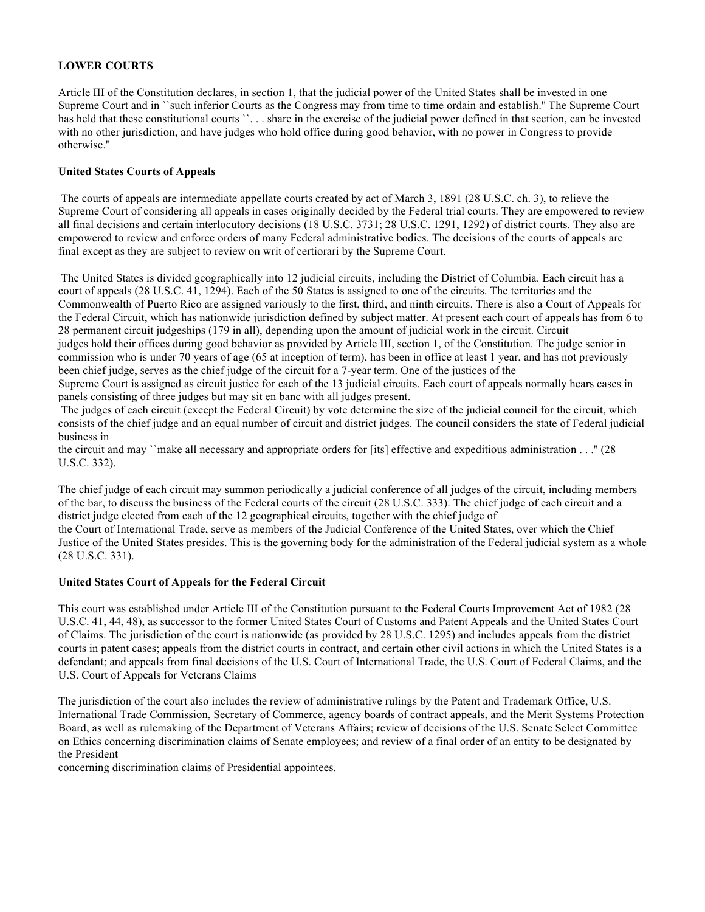**LOWER COURTS**

Article III of the Constitution declares, in section 1, that the judicial power of the United States shall be invested in one Supreme Court and in ``such inferior Courts as the Congress may from time to time ordain and establish.'' The Supreme Court has held that these constitutional courts ``. . . share in the exercise of the judicial power defined in that section, can be invested with no other jurisdiction, and have judges who hold office during good behavior, with no power in Congress to provide otherwise.''

**United States Courts of Appeals**

The courts of appeals are intermediate appellate courts created by act of March 3, 1891 (28 U.S.C. ch. 3), to relieve the Supreme Court of considering all appeals in cases originally decided by the Federal trial courts. They are empowered to review all final decisions and certain interlocutory decisions (18 U.S.C. 3731; 28 U.S.C. 1291, 1292) of district courts. They also are empowered to review and enforce orders of many Federal administrative bodies. The decisions of the courts of appeals are final except as they are subject to review on writ of certiorari by the Supreme Court.

The United States is divided geographically into 12 judicial circuits, including the District of Columbia. Each circuit has a court of appeals (28 U.S.C. 41, 1294). Each of the 50 States is assigned to one of the circuits. The territories and the Commonwealth of Puerto Rico are assigned variously to the first, third, and ninth circuits. There is also a Court of Appeals for the Federal Circuit, which has nationwide jurisdiction defined by subject matter. At present each court of appeals has from 6 to 28 permanent circuit judgeships (179 in all), depending upon the amount of judicial work in the circuit. Circuit judges hold their offices during good behavior as provided by Article III, section 1, of the Constitution. The judge senior in commission who is under 70 years of age (65 at inception of term), has been in office at least 1 year, and has not previously been chief judge, serves as the chief judge of the circuit for a 7-year term. One of the justices of the Supreme Court is assigned as circuit justice for each of the 13 judicial circuits. Each court of appeals normally hears cases in panels consisting of three judges but may sit en banc with all judges present.

The judges of each circuit (except the Federal Circuit) by vote determine the size of the judicial council for the circuit, which consists of the chief judge and an equal number of circuit and district judges. The council considers the state of Federal judicial business in the circuit and may ``make all necessary and appropriate orders for [its] effective and expeditious administration . . .'' (28 U.S.C. 332).

The chief judge of each circuit may summon periodically a judicial conference of all judges of the circuit, including members of the bar, to discuss the business of the Federal courts of the circuit (28 U.S.C. 333). The chief judge of each circuit and a district judge elected from each of the 12 geographical circuits, together with the chief judge of the Court of International Trade, serve as members of the Judicial Conference of the United States, over which the Chief Justice of the United States presides. This is the governing body for the administration of the Federal judicial system as a whole (28 U.S.C. 331).

**United States Court of Appeals for the Federal Circuit**

This court was established under Article III of the Constitution pursuant to the Federal Courts Improvement Act of 1982 (28 U.S.C. 41, 44, 48), as successor to the former United States Court of Customs and Patent Appeals and the United States Court of Claims. The jurisdiction of the court is nationwide (as provided by 28 U.S.C. 1295) and includes appeals from the district courts in patent cases; appeals from the district courts in contract, and certain other civil actions in which the United States is a defendant; and appeals from final decisions of the U.S. Court of International Trade, the U.S. Court of Federal Claims, and the U.S. Court of Appeals for Veterans Claims

The jurisdiction of the court also includes the review of administrative rulings by the Patent and Trademark Office, U.S. International Trade Commission, Secretary of Commerce, agency boards of contract appeals, and the Merit Systems Protection Board, as well as rulemaking of the Department of Veterans Affairs; review of decisions of the U.S. Senate Select Committee on Ethics concerning discrimination claims of Senate employees; and review of a final order of an entity to be designated by the President concerning discrimination claims of Presidential appointees.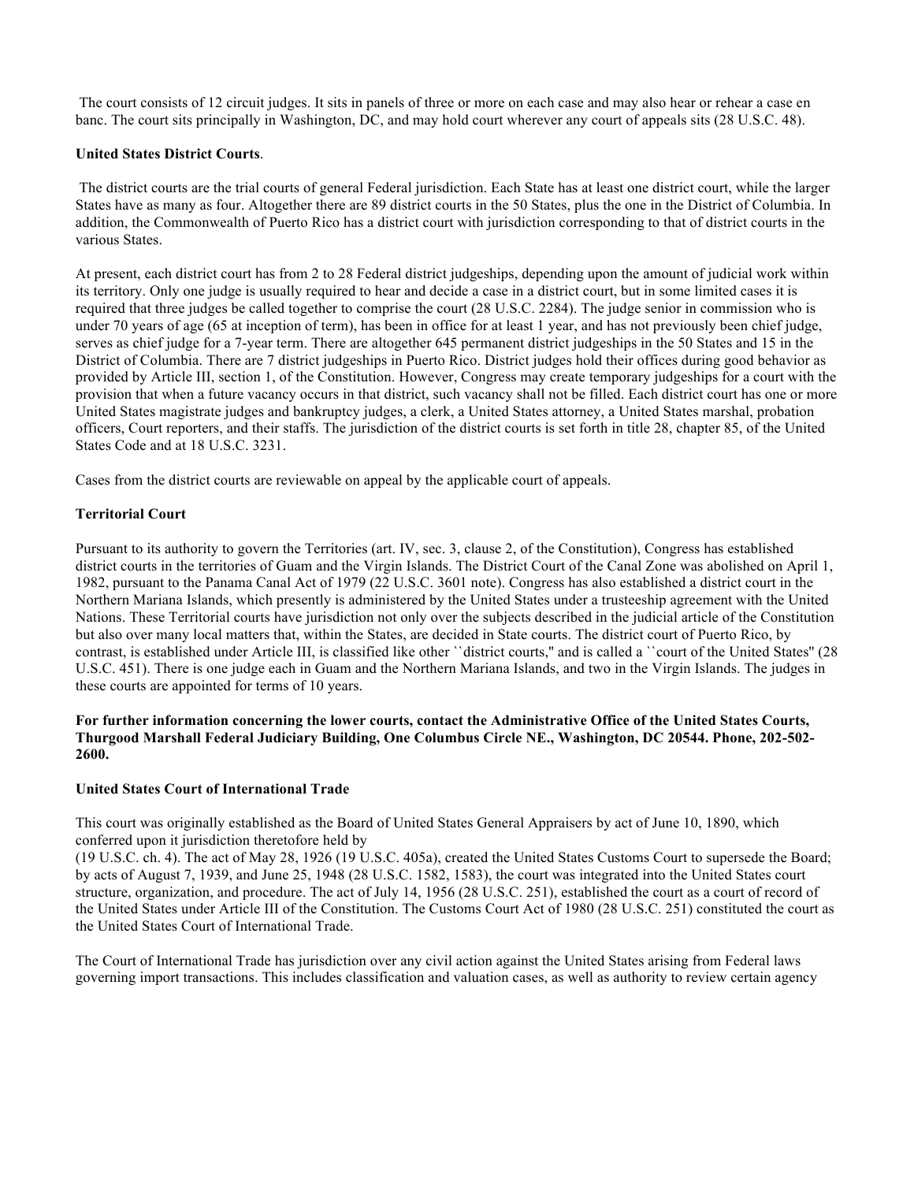The court consists of 12 circuit judges. It sits in panels of three or more on each case and may also hear or rehear a case en banc. The court sits principally in Washington, DC, and may hold court wherever any court of appeals sits (28 U.S.C. 48).

**United States District Courts**.

The district courts are the trial courts of general Federal jurisdiction. Each State has at least one district court, while the larger States have as many as four. Altogether there are 89 district courts in the 50 States, plus the one in the District of Columbia. In addition, the Commonwealth of Puerto Rico has a district court with jurisdiction corresponding to that of district courts in the various States.

At present, each district court has from 2 to 28 Federal district judgeships, depending upon the amount of judicial work within its territory. Only one judge is usually required to hear and decide a case in a district court, but in some limited cases it is required that three judges be called together to comprise the court (28 U.S.C. 2284). The judge senior in commission who is under 70 years of age (65 at inception of term), has been in office for at least 1 year, and has not previously been chief judge, serves as chief judge for a 7-year term. There are altogether 645 permanent district judgeships in the 50 States and 15 in the District of Columbia. There are 7 district judgeships in Puerto Rico. District judges hold their offices during good behavior as provided by Article III, section 1, of the Constitution. However, Congress may create temporary judgeships for a court with the provision that when a future vacancy occurs in that district, such vacancy shall not be filled. Each district court has one or more United States magistrate judges and bankruptcy judges, a clerk, a United States attorney, a United States marshal, probation officers, Court reporters, and their staffs. The jurisdiction of the district courts is set forth in title 28, chapter 85, of the United States Code and at 18 U.S.C. 3231.

Cases from the district courts are reviewable on appeal by the applicable court of appeals.

**Territorial Court**

Pursuant to its authority to govern the Territories (art. IV, sec. 3, clause 2, of the Constitution), Congress has established district courts in the territories of Guam and the Virgin Islands. The District Court of the Canal Zone was abolished on April 1, 1982, pursuant to the Panama Canal Act of 1979 (22 U.S.C. 3601 note). Congress has also established a district court in the Northern Mariana Islands, which presently is administered by the United States under a trusteeship agreement with the United Nations. These Territorial courts have jurisdiction not only over the subjects described in the judicial article of the Constitution but also over many local matters that, within the States, are decided in State courts. The district court of Puerto Rico, by contrast, is established under Article III, is classified like other ``district courts,'' and is called a ``court of the United States'' (28 U.S.C. 451). There is one judge each in Guam and the Northern Mariana Islands, and two in the Virgin Islands. The judges in these courts are appointed for terms of 10 years.

**For further information concerning the lower courts, contact the Administrative Office of the United States Courts, Thurgood Marshall Federal Judiciary Building, One Columbus Circle NE., Washington, DC 20544. Phone, 202-502-2600.**

**United States Court of International Trade**

This court was originally established as the Board of United States General Appraisers by act of June 10, 1890, which conferred upon it jurisdiction theretofore held by
(19 U.S.C. ch. 4). The act of May 28, 1926 (19 U.S.C. 405a), created the United States Customs Court to supersede the Board; by acts of August 7, 1939, and June 25, 1948 (28 U.S.C. 1582, 1583), the court was integrated into the United States court structure, organization, and procedure. The act of July 14, 1956 (28 U.S.C. 251), established the court as a court of record of the United States under Article III of the Constitution. The Customs Court Act of 1980 (28 U.S.C. 251) constituted the court as the United States Court of International Trade.

The Court of International Trade has jurisdiction over any civil action against the United States arising from Federal laws governing import transactions. This includes classification and valuation cases, as well as authority to review certain agency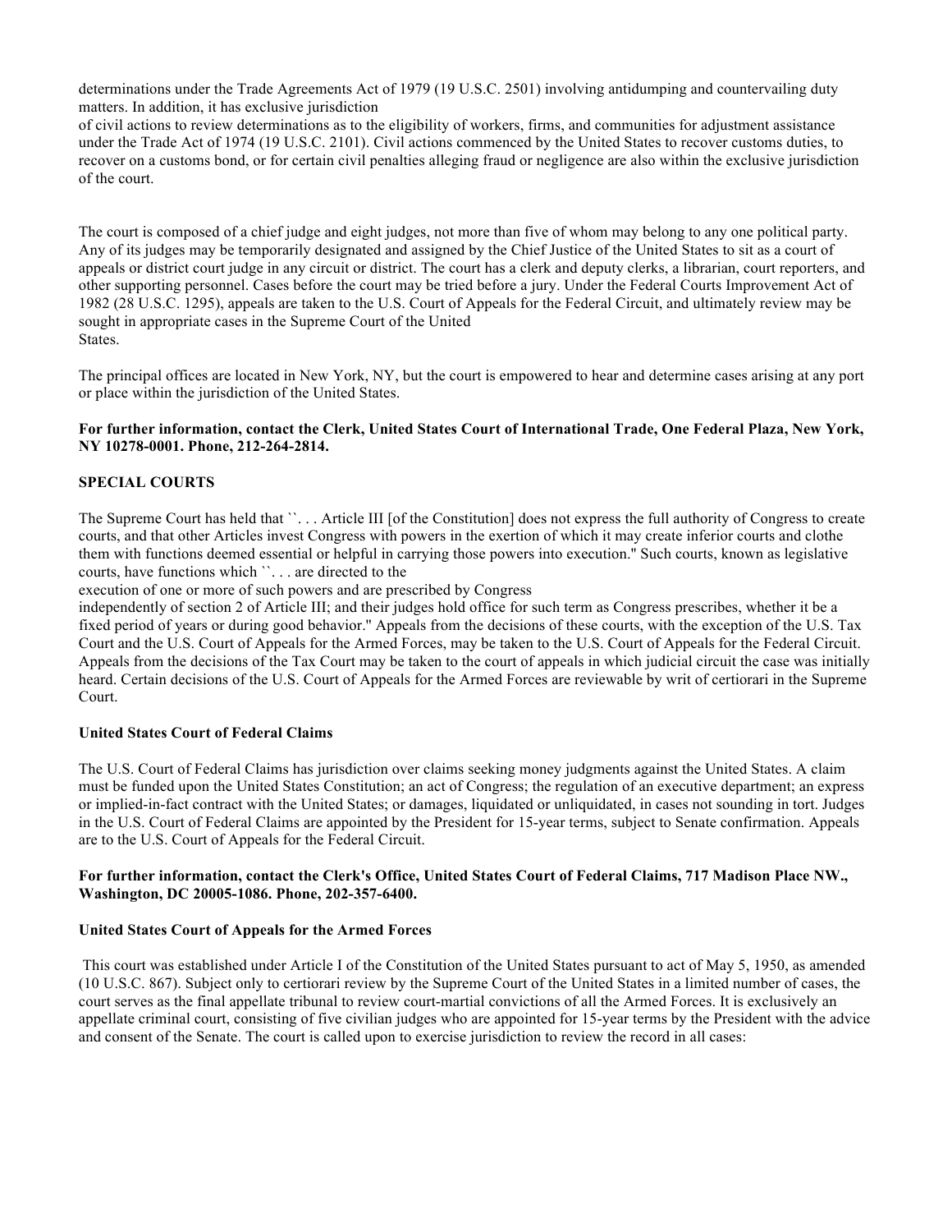determinations under the Trade Agreements Act of 1979 (19 U.S.C. 2501) involving antidumping and countervailing duty matters. In addition, it has exclusive jurisdiction of civil actions to review determinations as to the eligibility of workers, firms, and communities for adjustment assistance under the Trade Act of 1974 (19 U.S.C. 2101). Civil actions commenced by the United States to recover customs duties, to recover on a customs bond, or for certain civil penalties alleging fraud or negligence are also within the exclusive jurisdiction of the court.

The court is composed of a chief judge and eight judges, not more than five of whom may belong to any one political party. Any of its judges may be temporarily designated and assigned by the Chief Justice of the United States to sit as a court of appeals or district court judge in any circuit or district. The court has a clerk and deputy clerks, a librarian, court reporters, and other supporting personnel. Cases before the court may be tried before a jury. Under the Federal Courts Improvement Act of 1982 (28 U.S.C. 1295), appeals are taken to the U.S. Court of Appeals for the Federal Circuit, and ultimately review may be sought in appropriate cases in the Supreme Court of the United States.

The principal offices are located in New York, NY, but the court is empowered to hear and determine cases arising at any port or place within the jurisdiction of the United States.

**For further information, contact the Clerk, United States Court of International Trade, One Federal Plaza, New York, NY 10278-0001. Phone, 212-264-2814.**

## SPECIAL COURTS

The Supreme Court has held that ``. . . Article III [of the Constitution] does not express the full authority of Congress to create courts, and that other Articles invest Congress with powers in the exertion of which it may create inferior courts and clothe them with functions deemed essential or helpful in carrying those powers into execution.'' Such courts, known as legislative courts, have functions which ``. . . are directed to the execution of one or more of such powers and are prescribed by Congress independently of section 2 of Article III; and their judges hold office for such term as Congress prescribes, whether it be a fixed period of years or during good behavior.'' Appeals from the decisions of these courts, with the exception of the U.S. Tax Court and the U.S. Court of Appeals for the Armed Forces, may be taken to the U.S. Court of Appeals for the Federal Circuit. Appeals from the decisions of the Tax Court may be taken to the court of appeals in which judicial circuit the case was initially heard. Certain decisions of the U.S. Court of Appeals for the Armed Forces are reviewable by writ of certiorari in the Supreme Court.

### United States Court of Federal Claims

The U.S. Court of Federal Claims has jurisdiction over claims seeking money judgments against the United States. A claim must be funded upon the United States Constitution; an act of Congress; the regulation of an executive department; an express or implied-in-fact contract with the United States; or damages, liquidated or unliquidated, in cases not sounding in tort. Judges in the U.S. Court of Federal Claims are appointed by the President for 15-year terms, subject to Senate confirmation. Appeals are to the U.S. Court of Appeals for the Federal Circuit.

**For further information, contact the Clerk's Office, United States Court of Federal Claims, 717 Madison Place NW., Washington, DC 20005-1086. Phone, 202-357-6400.**

### United States Court of Appeals for the Armed Forces

This court was established under Article I of the Constitution of the United States pursuant to act of May 5, 1950, as amended (10 U.S.C. 867). Subject only to certiorari review by the Supreme Court of the United States in a limited number of cases, the court serves as the final appellate tribunal to review court-martial convictions of all the Armed Forces. It is exclusively an appellate criminal court, consisting of five civilian judges who are appointed for 15-year terms by the President with the advice and consent of the Senate. The court is called upon to exercise jurisdiction to review the record in all cases: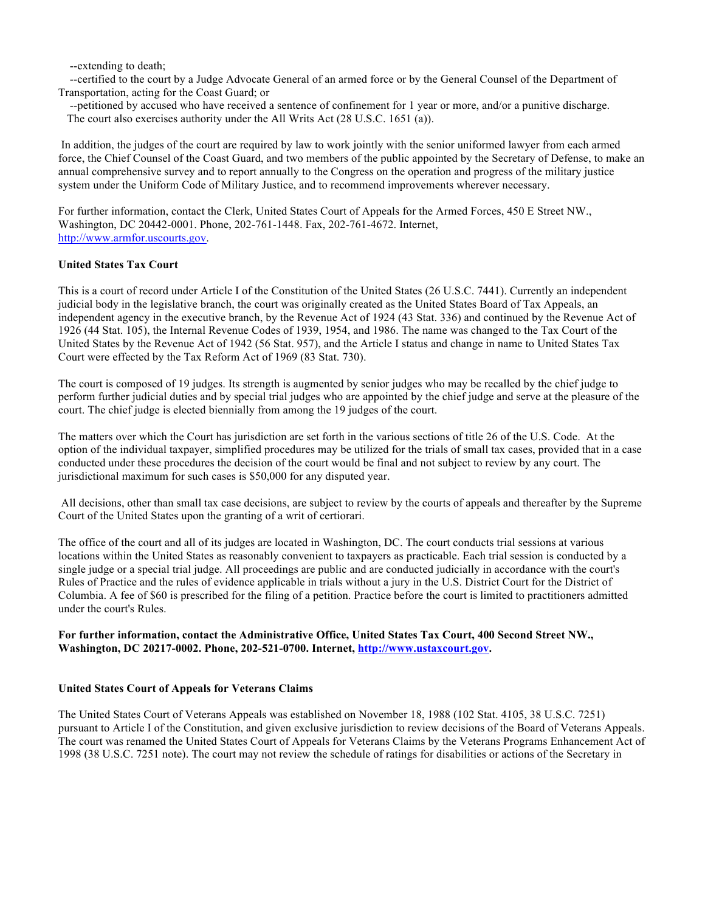--extending to death;

--certified to the court by a Judge Advocate General of an armed force or by the General Counsel of the Department of Transportation, acting for the Coast Guard; or

--petitioned by accused who have received a sentence of confinement for 1 year or more, and/or a punitive discharge.

The court also exercises authority under the All Writs Act (28 U.S.C. 1651 (a)).

In addition, the judges of the court are required by law to work jointly with the senior uniformed lawyer from each armed force, the Chief Counsel of the Coast Guard, and two members of the public appointed by the Secretary of Defense, to make an annual comprehensive survey and to report annually to the Congress on the operation and progress of the military justice system under the Uniform Code of Military Justice, and to recommend improvements wherever necessary.

For further information, contact the Clerk, United States Court of Appeals for the Armed Forces, 450 E Street NW., Washington, DC 20442-0001. Phone, 202-761-1448. Fax, 202-761-4672. Internet, [http://www.armfor.uscourts.gov](http://www.armfor.uscourts.gov).

**United States Tax Court**

This is a court of record under Article I of the Constitution of the United States (26 U.S.C. 7441). Currently an independent judicial body in the legislative branch, the court was originally created as the United States Board of Tax Appeals, an independent agency in the executive branch, by the Revenue Act of 1924 (43 Stat. 336) and continued by the Revenue Act of 1926 (44 Stat. 105), the Internal Revenue Codes of 1939, 1954, and 1986. The name was changed to the Tax Court of the United States by the Revenue Act of 1942 (56 Stat. 957), and the Article I status and change in name to United States Tax Court were effected by the Tax Reform Act of 1969 (83 Stat. 730).

The court is composed of 19 judges. Its strength is augmented by senior judges who may be recalled by the chief judge to perform further judicial duties and by special trial judges who are appointed by the chief judge and serve at the pleasure of the court. The chief judge is elected biennially from among the 19 judges of the court.

The matters over which the Court has jurisdiction are set forth in the various sections of title 26 of the U.S. Code. At the option of the individual taxpayer, simplified procedures may be utilized for the trials of small tax cases, provided that in a case conducted under these procedures the decision of the court would be final and not subject to review by any court. The jurisdictional maximum for such cases is $50,000 for any disputed year.

All decisions, other than small tax case decisions, are subject to review by the courts of appeals and thereafter by the Supreme Court of the United States upon the granting of a writ of certiorari.

The office of the court and all of its judges are located in Washington, DC. The court conducts trial sessions at various locations within the United States as reasonably convenient to taxpayers as practicable. Each trial session is conducted by a single judge or a special trial judge. All proceedings are public and are conducted judicially in accordance with the court's Rules of Practice and the rules of evidence applicable in trials without a jury in the U.S. District Court for the District of Columbia. A fee of $60 is prescribed for the filing of a petition. Practice before the court is limited to practitioners admitted under the court's Rules.

**For further information, contact the Administrative Office, United States Tax Court, 400 Second Street NW., Washington, DC 20217-0002. Phone, 202-521-0700. Internet, [http://www.ustaxcourt.gov](http://www.ustaxcourt.gov).**

**United States Court of Appeals for Veterans Claims**

The United States Court of Veterans Appeals was established on November 18, 1988 (102 Stat. 4105, 38 U.S.C. 7251) pursuant to Article I of the Constitution, and given exclusive jurisdiction to review decisions of the Board of Veterans Appeals. The court was renamed the United States Court of Appeals for Veterans Claims by the Veterans Programs Enhancement Act of 1998 (38 U.S.C. 7251 note). The court may not review the schedule of ratings for disabilities or actions of the Secretary in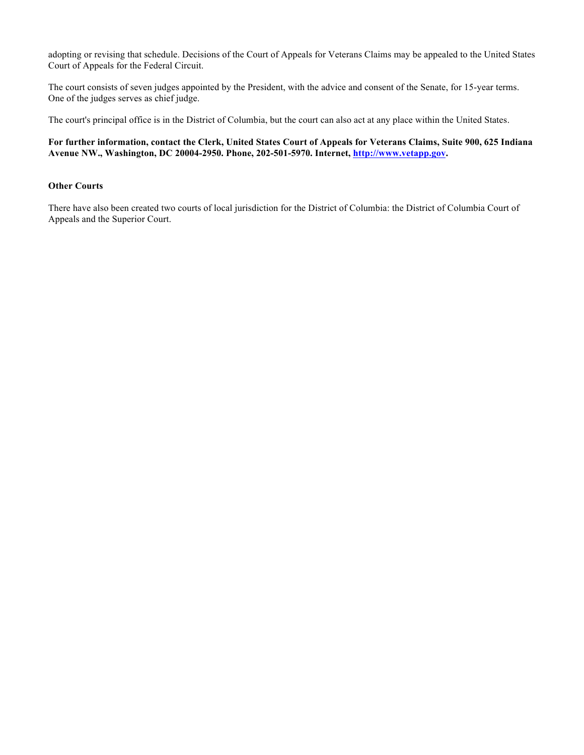adopting or revising that schedule. Decisions of the Court of Appeals for Veterans Claims may be appealed to the United States Court of Appeals for the Federal Circuit.

The court consists of seven judges appointed by the President, with the advice and consent of the Senate, for 15-year terms. One of the judges serves as chief judge.

The court's principal office is in the District of Columbia, but the court can also act at any place within the United States.

**For further information, contact the Clerk, United States Court of Appeals for Veterans Claims, Suite 900, 625 Indiana Avenue NW., Washington, DC 20004-2950. Phone, 202-501-5970. Internet, [http://www.vetapp.gov](http://www.vetapp.gov).**

**Other Courts**

There have also been created two courts of local jurisdiction for the District of Columbia: the District of Columbia Court of Appeals and the Superior Court.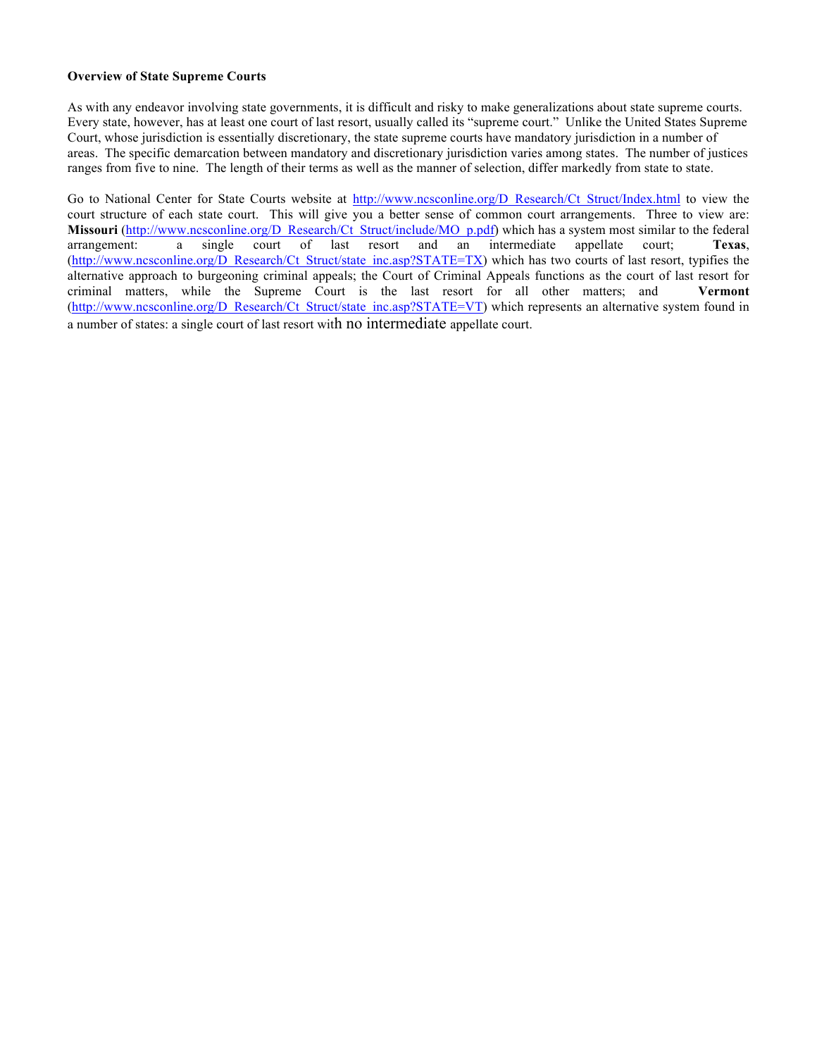**Overview of State Supreme Courts**

As with any endeavor involving state governments, it is difficult and risky to make generalizations about state supreme courts. Every state, however, has at least one court of last resort, usually called its "supreme court." Unlike the United States Supreme Court, whose jurisdiction is essentially discretionary, the state supreme courts have mandatory jurisdiction in a number of areas. The specific demarcation between mandatory and discretionary jurisdiction varies among states. The number of justices ranges from five to nine. The length of their terms as well as the manner of selection, differ markedly from state to state.

Go to National Center for State Courts website at http://www.ncsconline.org/D_Research/Ct_Struct/Index.html to view the court structure of each state court. This will give you a better sense of common court arrangements. Three to view are: **Missouri** (http://www.ncsconline.org/D_Research/Ct_Struct/include/MO_p.pdf) which has a system most similar to the federal arrangement: a single court of last resort and an intermediate appellate court; **Texas**, (http://www.ncsconline.org/D_Research/Ct_Struct/state_inc.asp?STATE=TX) which has two courts of last resort, typifies the alternative approach to burgeoning criminal appeals; the Court of Criminal Appeals functions as the court of last resort for criminal matters, while the Supreme Court is the last resort for all other matters; and **Vermont** (http://www.ncsconline.org/D_Research/Ct_Struct/state_inc.asp?STATE=VT) which represents an alternative system found in a number of states: a single court of last resort with no intermediate appellate court.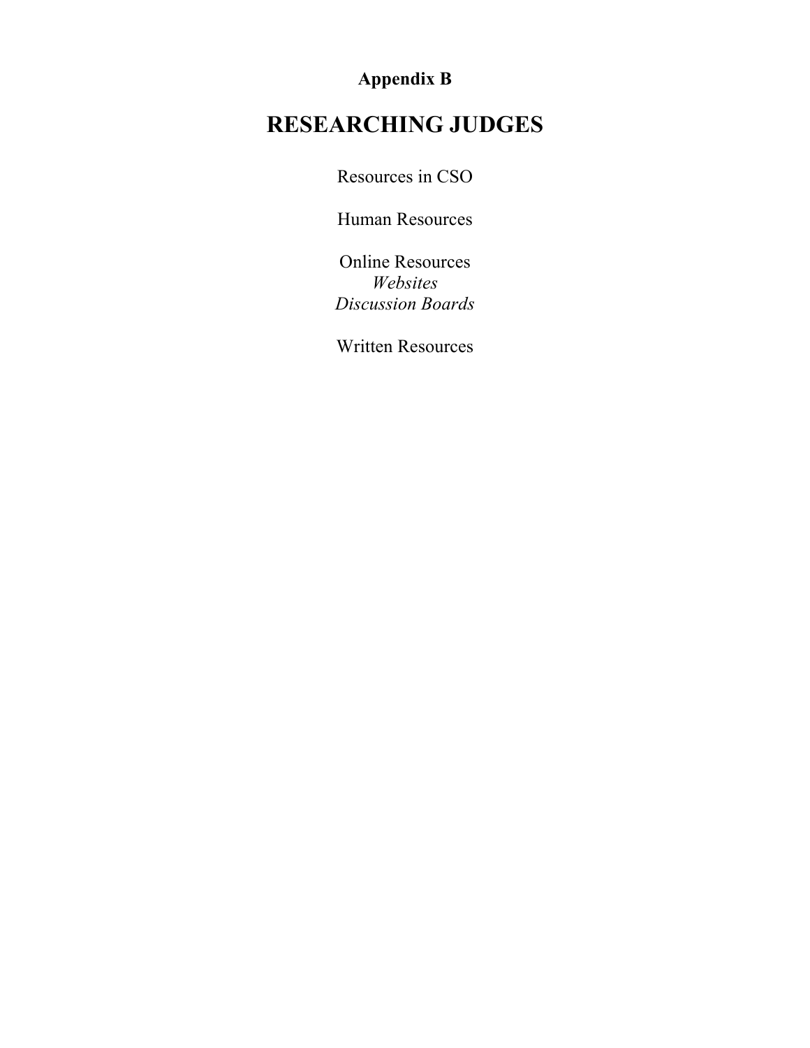**Appendix B**

# RESEARCHING JUDGES

Resources in CSO

Human Resources

Online Resources
*Websites*
*Discussion Boards*

Written Resources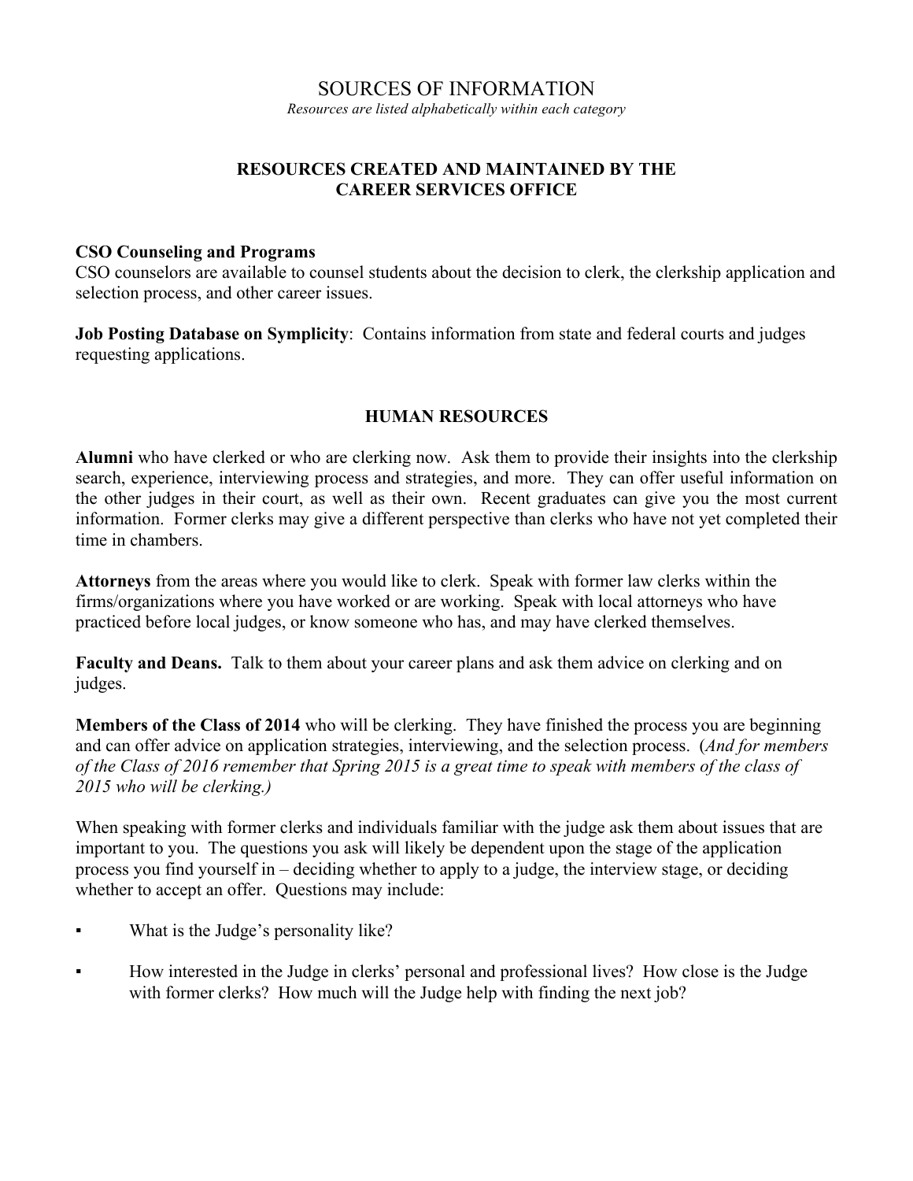# SOURCES OF INFORMATION

*Resources are listed alphabetically within each category*

## RESOURCES CREATED AND MAINTAINED BY THE CAREER SERVICES OFFICE

**CSO Counseling and Programs**
CSO counselors are available to counsel students about the decision to clerk, the clerkship application and selection process, and other career issues.

**Job Posting Database on Symplicity**: Contains information from state and federal courts and judges requesting applications.

## HUMAN RESOURCES

**Alumni** who have clerked or who are clerking now. Ask them to provide their insights into the clerkship search, experience, interviewing process and strategies, and more. They can offer useful information on the other judges in their court, as well as their own. Recent graduates can give you the most current information. Former clerks may give a different perspective than clerks who have not yet completed their time in chambers.

**Attorneys** from the areas where you would like to clerk. Speak with former law clerks within the firms/organizations where you have worked or are working. Speak with local attorneys who have practiced before local judges, or know someone who has, and may have clerked themselves.

**Faculty and Deans.** Talk to them about your career plans and ask them advice on clerking and on judges.

**Members of the Class of 2014** who will be clerking. They have finished the process you are beginning and can offer advice on application strategies, interviewing, and the selection process. (*And for members of the Class of 2016 remember that Spring 2015 is a great time to speak with members of the class of 2015 who will be clerking.)*

When speaking with former clerks and individuals familiar with the judge ask them about issues that are important to you. The questions you ask will likely be dependent upon the stage of the application process you find yourself in – deciding whether to apply to a judge, the interview stage, or deciding whether to accept an offer. Questions may include:

- What is the Judge's personality like?
- How interested in the Judge in clerks' personal and professional lives? How close is the Judge with former clerks? How much will the Judge help with finding the next job?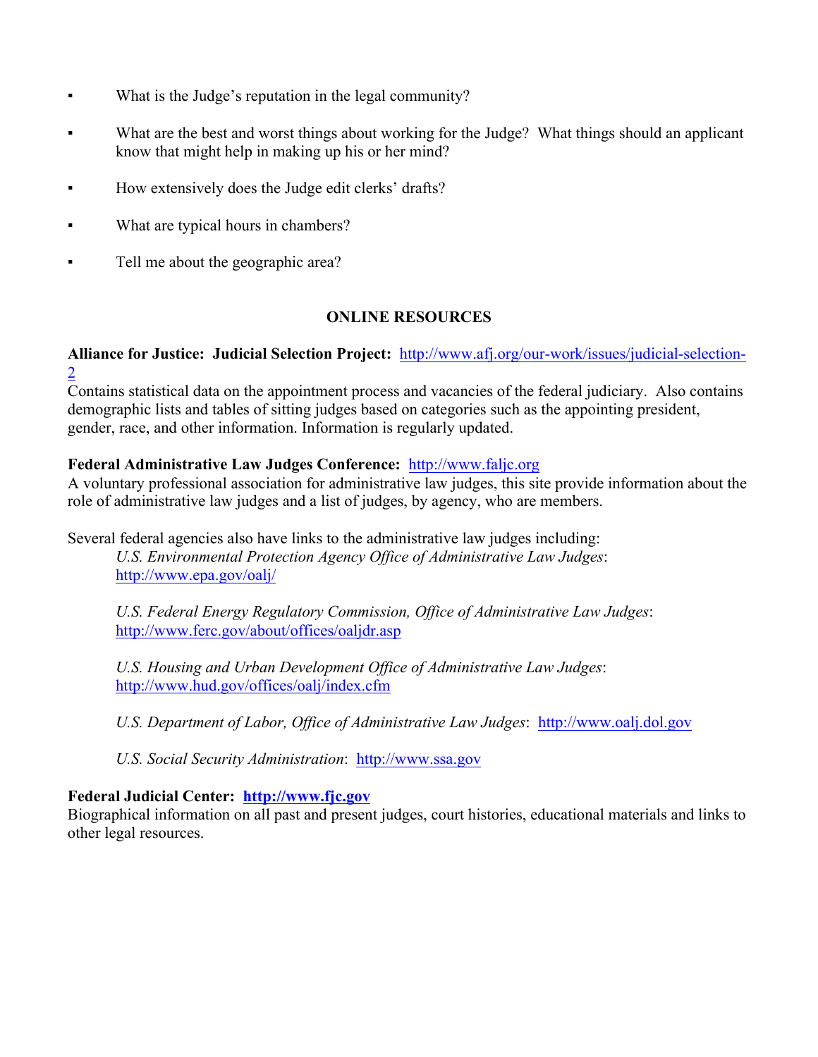- What is the Judge's reputation in the legal community?

- What are the best and worst things about working for the Judge? What things should an applicant know that might help in making up his or her mind?

- How extensively does the Judge edit clerks' drafts?

- What are typical hours in chambers?

- Tell me about the geographic area?

## ONLINE RESOURCES

**Alliance for Justice: Judicial Selection Project:** http://www.afj.org/our-work/issues/judicial-selection-2
Contains statistical data on the appointment process and vacancies of the federal judiciary. Also contains demographic lists and tables of sitting judges based on categories such as the appointing president, gender, race, and other information. Information is regularly updated.

**Federal Administrative Law Judges Conference:** http://www.faljc.org
A voluntary professional association for administrative law judges, this site provide information about the role of administrative law judges and a list of judges, by agency, who are members.

Several federal agencies also have links to the administrative law judges including:

*U.S. Environmental Protection Agency Office of Administrative Law Judges*: http://www.epa.gov/oalj/

*U.S. Federal Energy Regulatory Commission, Office of Administrative Law Judges*: http://www.ferc.gov/about/offices/oaljdr.asp

*U.S. Housing and Urban Development Office of Administrative Law Judges*: http://www.hud.gov/offices/oalj/index.cfm

*U.S. Department of Labor, Office of Administrative Law Judges*: http://www.oalj.dol.gov

*U.S. Social Security Administration*: http://www.ssa.gov

**Federal Judicial Center: http://www.fjc.gov**
Biographical information on all past and present judges, court histories, educational materials and links to other legal resources.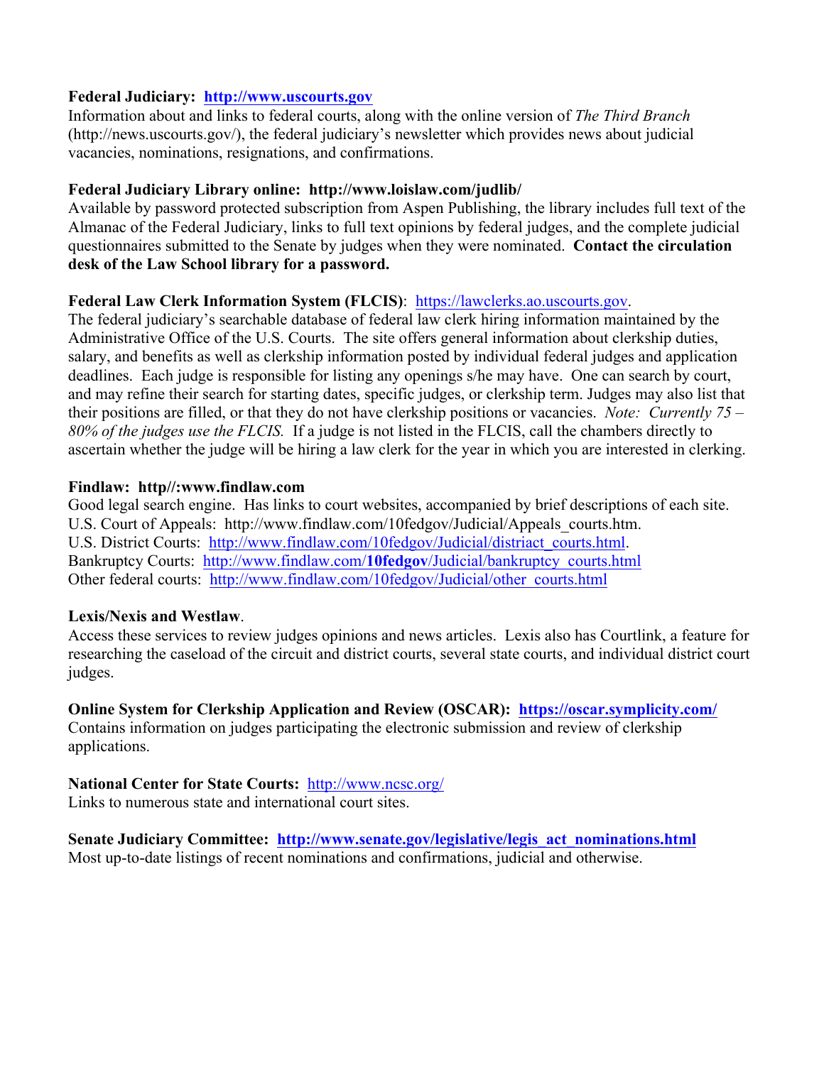**Federal Judiciary: http://www.uscourts.gov**
Information about and links to federal courts, along with the online version of *The Third Branch* (http://news.uscourts.gov/), the federal judiciary's newsletter which provides news about judicial vacancies, nominations, resignations, and confirmations.

**Federal Judiciary Library online: http://www.loislaw.com/judlib/**
Available by password protected subscription from Aspen Publishing, the library includes full text of the Almanac of the Federal Judiciary, links to full text opinions by federal judges, and the complete judicial questionnaires submitted to the Senate by judges when they were nominated. **Contact the circulation desk of the Law School library for a password.**

**Federal Law Clerk Information System (FLCIS)**: https://lawclerks.ao.uscourts.gov.
The federal judiciary's searchable database of federal law clerk hiring information maintained by the Administrative Office of the U.S. Courts. The site offers general information about clerkship duties, salary, and benefits as well as clerkship information posted by individual federal judges and application deadlines. Each judge is responsible for listing any openings s/he may have. One can search by court, and may refine their search for starting dates, specific judges, or clerkship term. Judges may also list that their positions are filled, or that they do not have clerkship positions or vacancies. *Note: Currently 75 – 80% of the judges use the FLCIS.* If a judge is not listed in the FLCIS, call the chambers directly to ascertain whether the judge will be hiring a law clerk for the year in which you are interested in clerking.

**Findlaw: http//:www.findlaw.com**
Good legal search engine. Has links to court websites, accompanied by brief descriptions of each site.
U.S. Court of Appeals: http://www.findlaw.com/10fedgov/Judicial/Appeals_courts.htm.
U.S. District Courts: http://www.findlaw.com/10fedgov/Judicial/distriact_courts.html.
Bankruptcy Courts: http://www.findlaw.com/**10fedgov**/Judicial/bankruptcy_courts.html
Other federal courts: http://www.findlaw.com/10fedgov/Judicial/other_courts.html

**Lexis/Nexis and Westlaw**.
Access these services to review judges opinions and news articles. Lexis also has Courtlink, a feature for researching the caseload of the circuit and district courts, several state courts, and individual district court judges.

**Online System for Clerkship Application and Review (OSCAR): https://oscar.symplicity.com/**
Contains information on judges participating the electronic submission and review of clerkship applications.

**National Center for State Courts:** http://www.ncsc.org/
Links to numerous state and international court sites.

**Senate Judiciary Committee: http://www.senate.gov/legislative/legis_act_nominations.html**
Most up-to-date listings of recent nominations and confirmations, judicial and otherwise.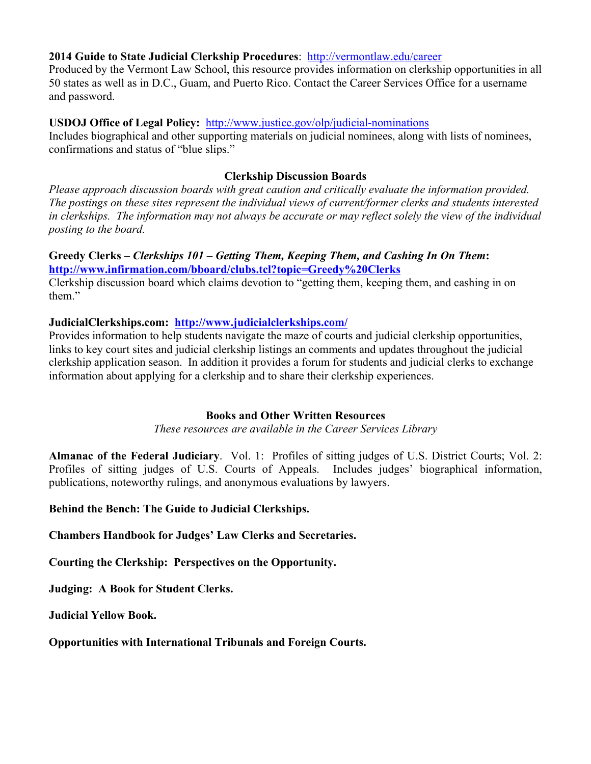**2014 Guide to State Judicial Clerkship Procedures**: http://vermontlaw.edu/career
Produced by the Vermont Law School, this resource provides information on clerkship opportunities in all 50 states as well as in D.C., Guam, and Puerto Rico. Contact the Career Services Office for a username and password.

**USDOJ Office of Legal Policy:** http://www.justice.gov/olp/judicial-nominations
Includes biographical and other supporting materials on judicial nominees, along with lists of nominees, confirmations and status of "blue slips."

## Clerkship Discussion Boards

*Please approach discussion boards with great caution and critically evaluate the information provided. The postings on these sites represent the individual views of current/former clerks and students interested in clerkships. The information may not always be accurate or may reflect solely the view of the individual posting to the board.*

**Greedy Clerks – *Clerkships 101 – Getting Them, Keeping Them, and Cashing In On Them*:**
**http://www.infirmation.com/bboard/clubs.tcl?topic=Greedy%20Clerks**
Clerkship discussion board which claims devotion to "getting them, keeping them, and cashing in on them."

**JudicialClerkships.com: http://www.judicialclerkships.com/**
Provides information to help students navigate the maze of courts and judicial clerkship opportunities, links to key court sites and judicial clerkship listings an comments and updates throughout the judicial clerkship application season. In addition it provides a forum for students and judicial clerks to exchange information about applying for a clerkship and to share their clerkship experiences.

## Books and Other Written Resources

*These resources are available in the Career Services Library*

**Almanac of the Federal Judiciary**. Vol. 1: Profiles of sitting judges of U.S. District Courts; Vol. 2: Profiles of sitting judges of U.S. Courts of Appeals. Includes judges' biographical information, publications, noteworthy rulings, and anonymous evaluations by lawyers.

**Behind the Bench: The Guide to Judicial Clerkships.**

**Chambers Handbook for Judges' Law Clerks and Secretaries.**

**Courting the Clerkship: Perspectives on the Opportunity.**

**Judging: A Book for Student Clerks.**

**Judicial Yellow Book.**

**Opportunities with International Tribunals and Foreign Courts.**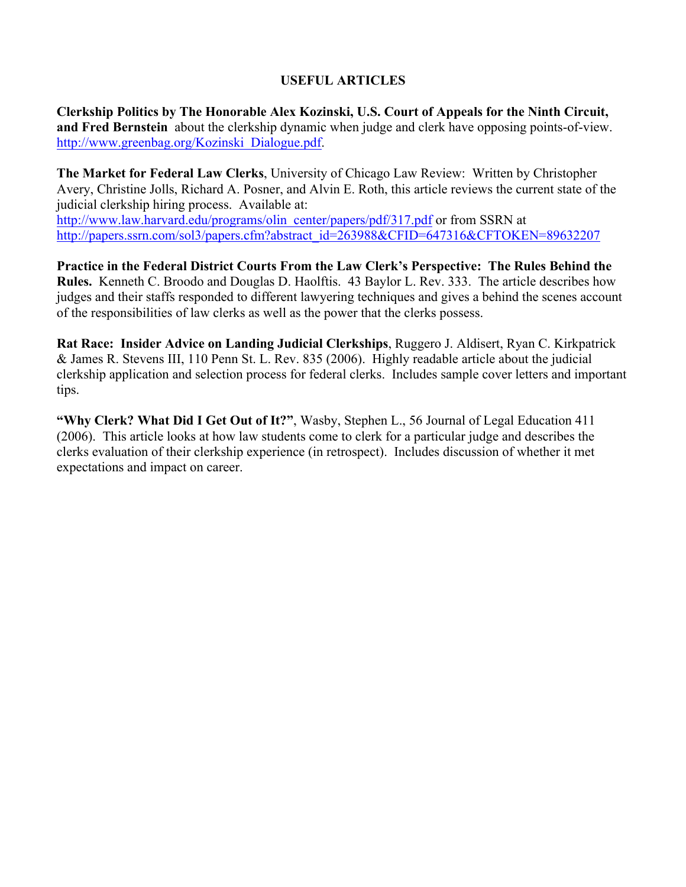# USEFUL ARTICLES

**Clerkship Politics by The Honorable Alex Kozinski, U.S. Court of Appeals for the Ninth Circuit, and Fred Bernstein** about the clerkship dynamic when judge and clerk have opposing points-of-view. http://www.greenbag.org/Kozinski_Dialogue.pdf.

**The Market for Federal Law Clerks**, University of Chicago Law Review: Written by Christopher Avery, Christine Jolls, Richard A. Posner, and Alvin E. Roth, this article reviews the current state of the judicial clerkship hiring process. Available at: http://www.law.harvard.edu/programs/olin_center/papers/pdf/317.pdf or from SSRN at http://papers.ssrn.com/sol3/papers.cfm?abstract_id=263988&CFID=647316&CFTOKEN=89632207

**Practice in the Federal District Courts From the Law Clerk's Perspective: The Rules Behind the Rules.** Kenneth C. Broodo and Douglas D. Haolftis. 43 Baylor L. Rev. 333. The article describes how judges and their staffs responded to different lawyering techniques and gives a behind the scenes account of the responsibilities of law clerks as well as the power that the clerks possess.

**Rat Race: Insider Advice on Landing Judicial Clerkships**, Ruggero J. Aldisert, Ryan C. Kirkpatrick & James R. Stevens III, 110 Penn St. L. Rev. 835 (2006). Highly readable article about the judicial clerkship application and selection process for federal clerks. Includes sample cover letters and important tips.

**"Why Clerk? What Did I Get Out of It?"**, Wasby, Stephen L., 56 Journal of Legal Education 411 (2006). This article looks at how law students come to clerk for a particular judge and describes the clerks evaluation of their clerkship experience (in retrospect). Includes discussion of whether it met expectations and impact on career.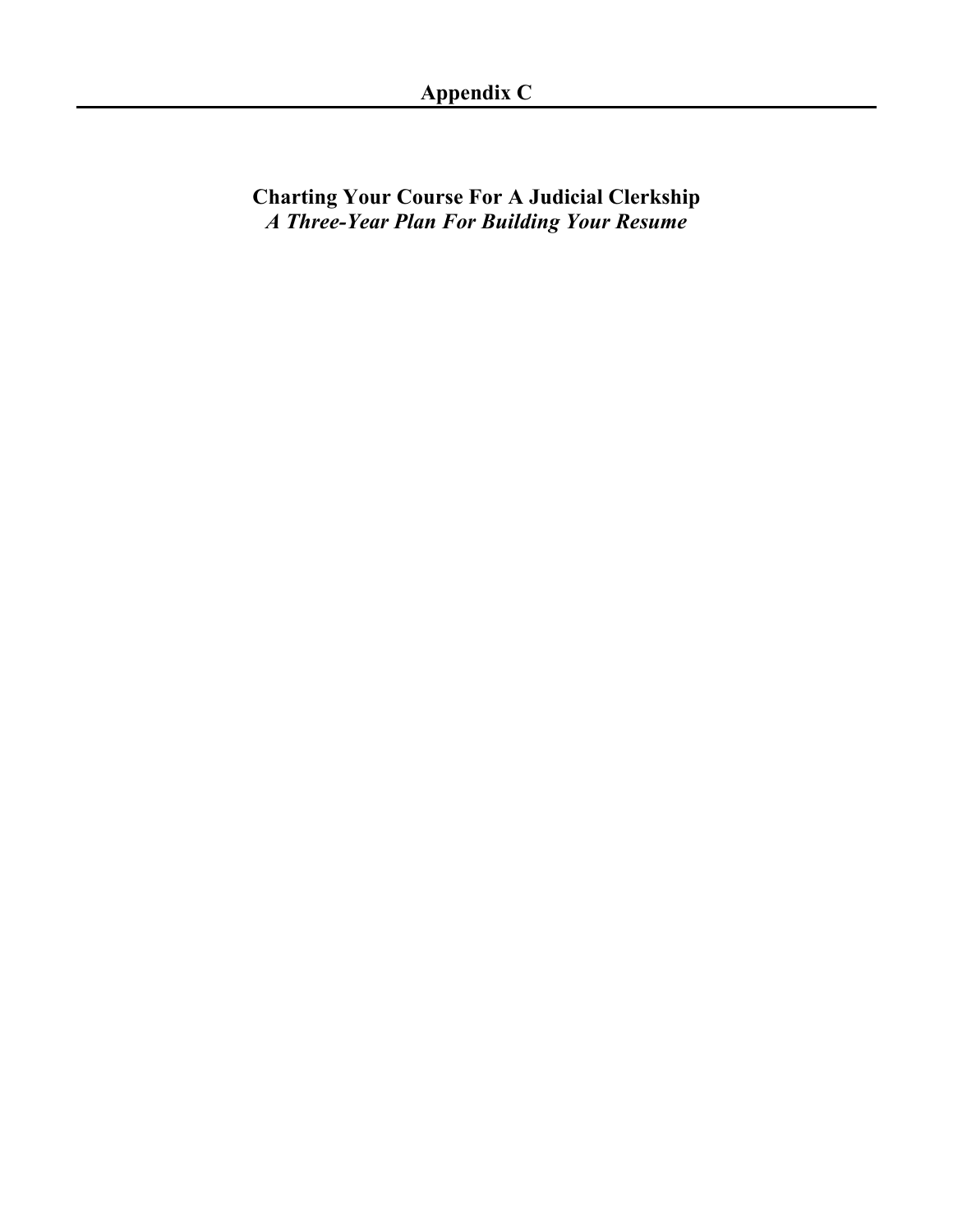# Appendix C

## Charting Your Course For A Judicial Clerkship

***A Three-Year Plan For Building Your Resume***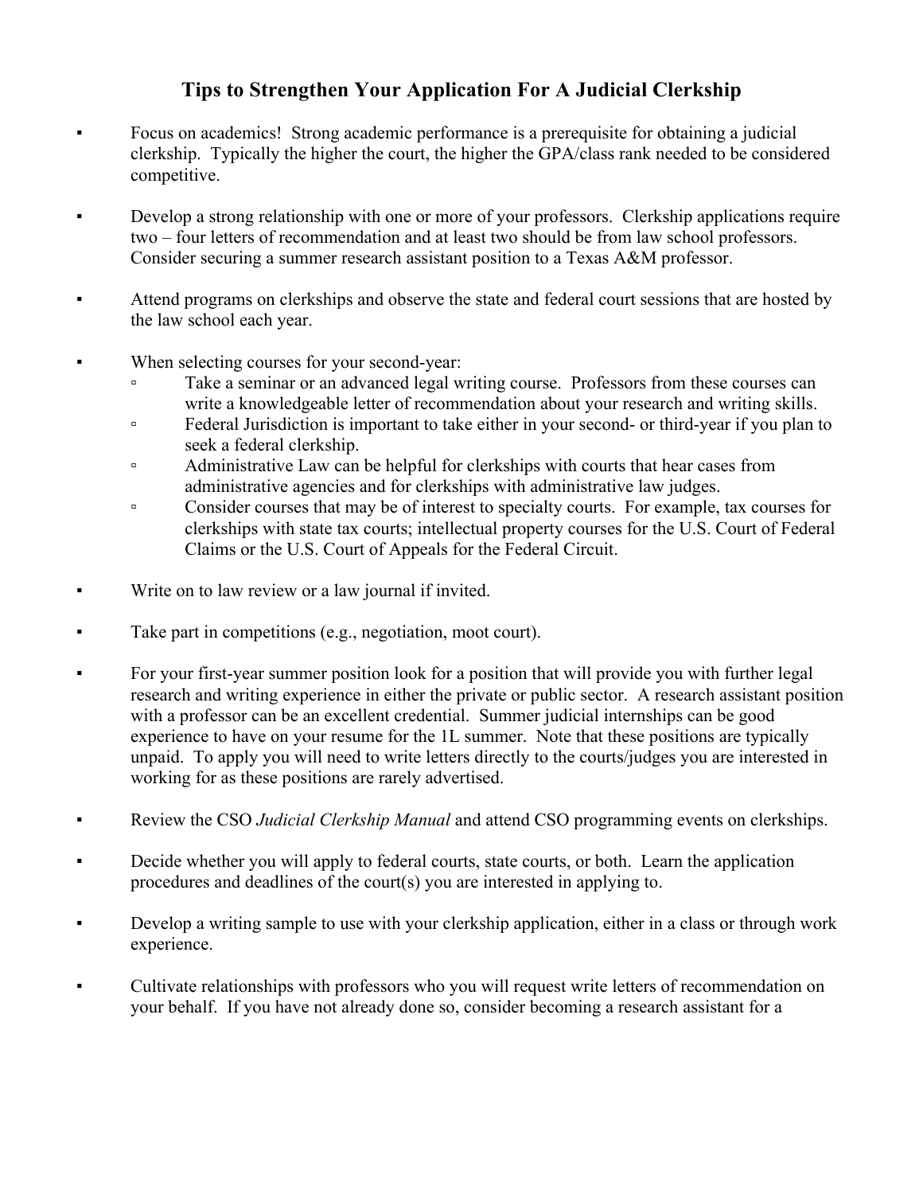## Tips to Strengthen Your Application For A Judicial Clerkship

- Focus on academics! Strong academic performance is a prerequisite for obtaining a judicial clerkship. Typically the higher the court, the higher the GPA/class rank needed to be considered competitive.

- Develop a strong relationship with one or more of your professors. Clerkship applications require two – four letters of recommendation and at least two should be from law school professors. Consider securing a summer research assistant position to a Texas A&M professor.

- Attend programs on clerkships and observe the state and federal court sessions that are hosted by the law school each year.

- When selecting courses for your second-year:
  - Take a seminar or an advanced legal writing course. Professors from these courses can write a knowledgeable letter of recommendation about your research and writing skills.
  - Federal Jurisdiction is important to take either in your second- or third-year if you plan to seek a federal clerkship.
  - Administrative Law can be helpful for clerkships with courts that hear cases from administrative agencies and for clerkships with administrative law judges.
  - Consider courses that may be of interest to specialty courts. For example, tax courses for clerkships with state tax courts; intellectual property courses for the U.S. Court of Federal Claims or the U.S. Court of Appeals for the Federal Circuit.

- Write on to law review or a law journal if invited.

- Take part in competitions (e.g., negotiation, moot court).

- For your first-year summer position look for a position that will provide you with further legal research and writing experience in either the private or public sector. A research assistant position with a professor can be an excellent credential. Summer judicial internships can be good experience to have on your resume for the 1L summer. Note that these positions are typically unpaid. To apply you will need to write letters directly to the courts/judges you are interested in working for as these positions are rarely advertised.

- Review the CSO *Judicial Clerkship Manual* and attend CSO programming events on clerkships.

- Decide whether you will apply to federal courts, state courts, or both. Learn the application procedures and deadlines of the court(s) you are interested in applying to.

- Develop a writing sample to use with your clerkship application, either in a class or through work experience.

- Cultivate relationships with professors who you will request write letters of recommendation on your behalf. If you have not already done so, consider becoming a research assistant for a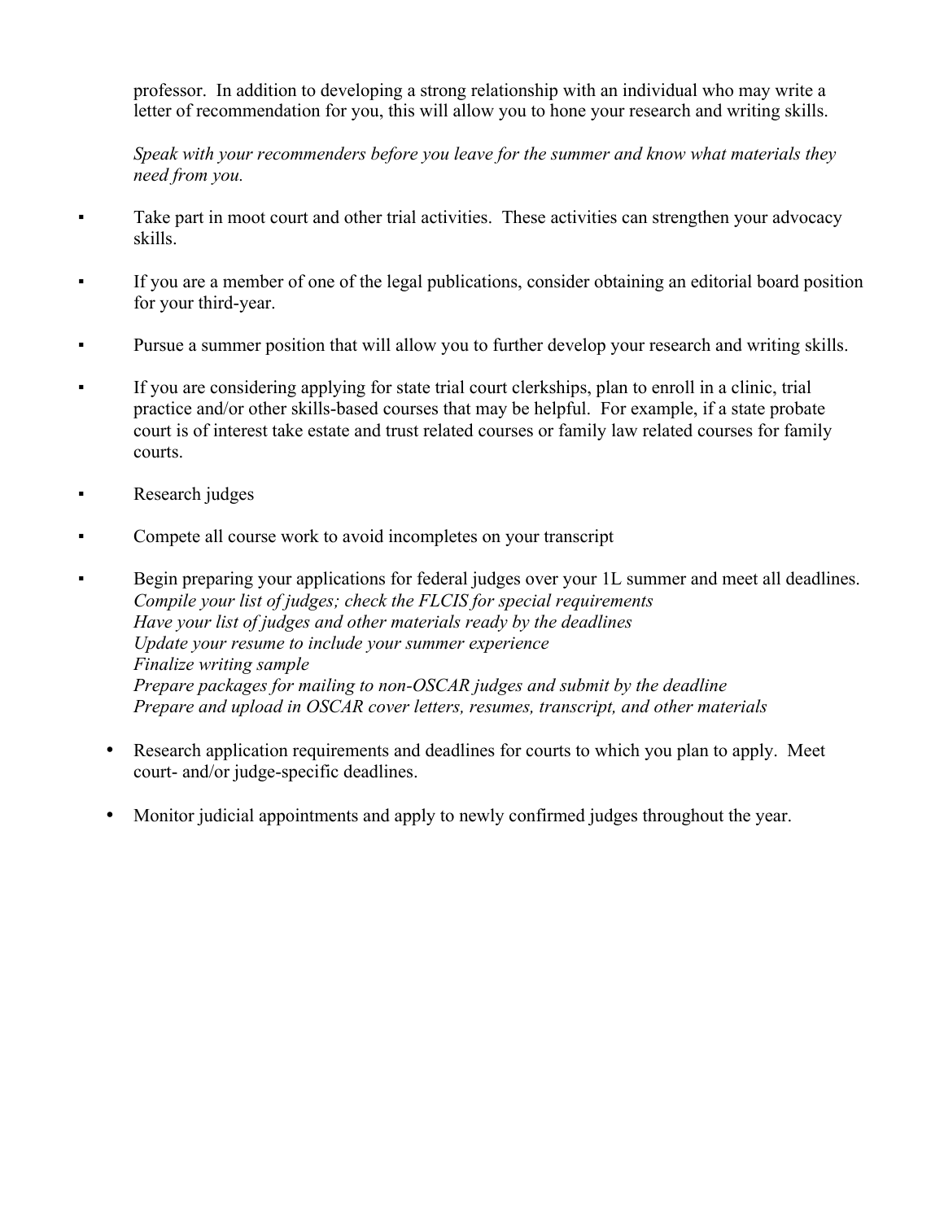professor. In addition to developing a strong relationship with an individual who may write a letter of recommendation for you, this will allow you to hone your research and writing skills.

*Speak with your recommenders before you leave for the summer and know what materials they need from you.*

- Take part in moot court and other trial activities. These activities can strengthen your advocacy skills.

- If you are a member of one of the legal publications, consider obtaining an editorial board position for your third-year.

- Pursue a summer position that will allow you to further develop your research and writing skills.

- If you are considering applying for state trial court clerkships, plan to enroll in a clinic, trial practice and/or other skills-based courses that may be helpful. For example, if a state probate court is of interest take estate and trust related courses or family law related courses for family courts.

- Research judges

- Compete all course work to avoid incompletes on your transcript

- Begin preparing your applications for federal judges over your 1L summer and meet all deadlines.
  *Compile your list of judges; check the FLCIS for special requirements*
  *Have your list of judges and other materials ready by the deadlines*
  *Update your resume to include your summer experience*
  *Finalize writing sample*
  *Prepare packages for mailing to non-OSCAR judges and submit by the deadline*
  *Prepare and upload in OSCAR cover letters, resumes, transcript, and other materials*

- Research application requirements and deadlines for courts to which you plan to apply. Meet court- and/or judge-specific deadlines.

- Monitor judicial appointments and apply to newly confirmed judges throughout the year.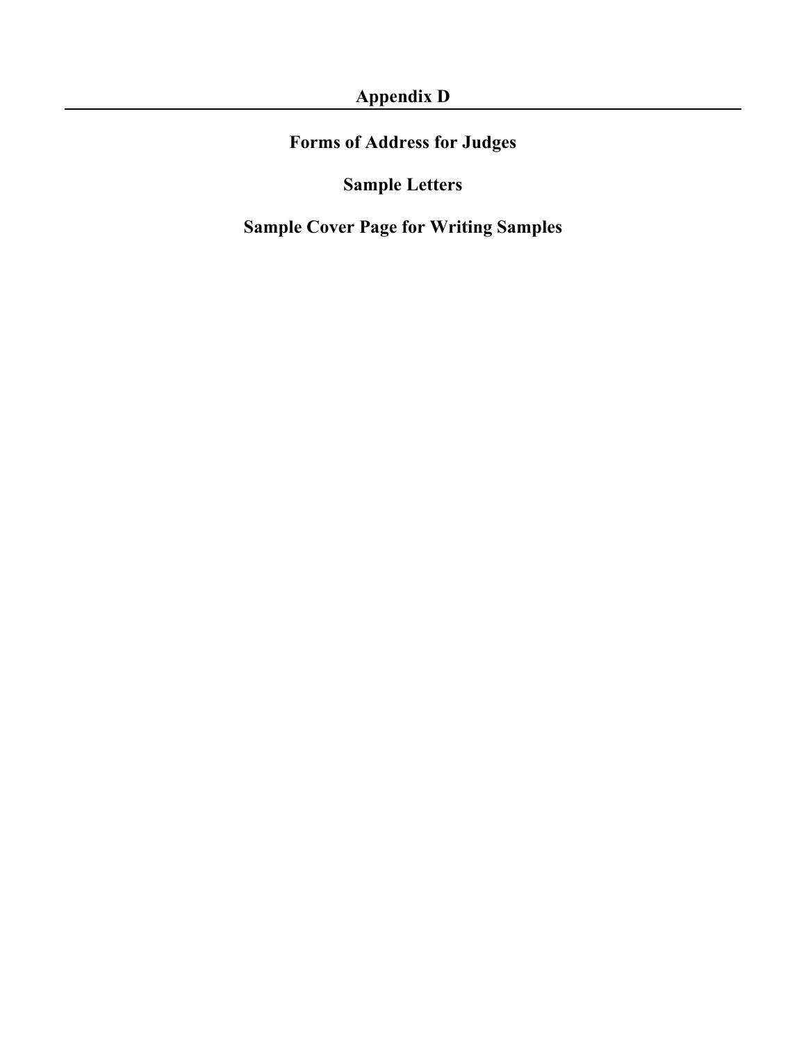# Appendix D

## Forms of Address for Judges

## Sample Letters

## Sample Cover Page for Writing Samples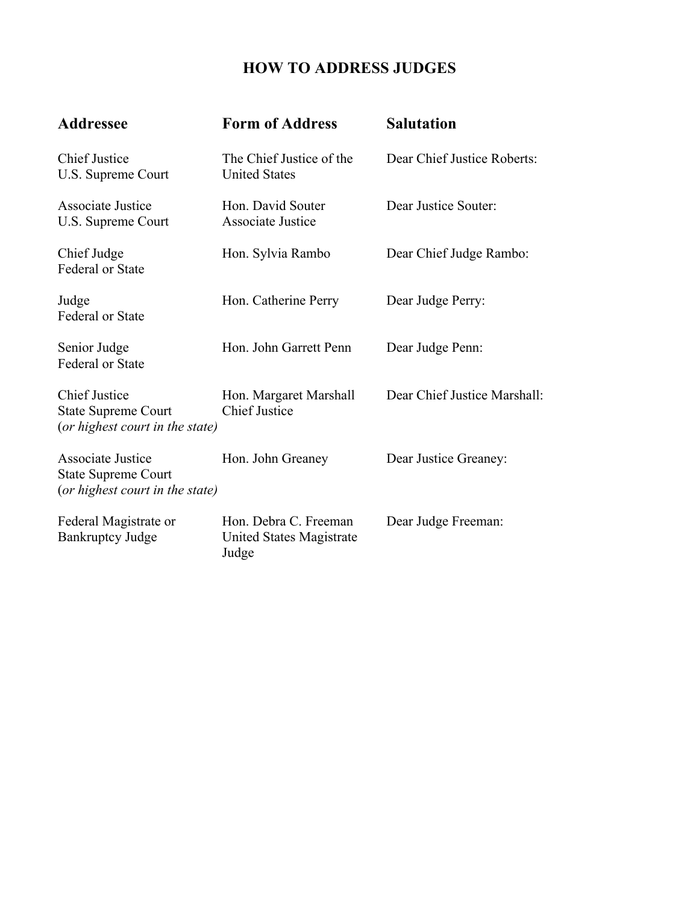# HOW TO ADDRESS JUDGES

| Addressee | Form of Address | Salutation |
|---|---|---|
| Chief Justice<br>U.S. Supreme Court | The Chief Justice of the United States | Dear Chief Justice Roberts: |
| Associate Justice<br>U.S. Supreme Court | Hon. David Souter<br>Associate Justice | Dear Justice Souter: |
| Chief Judge<br>Federal or State | Hon. Sylvia Rambo | Dear Chief Judge Rambo: |
| Judge<br>Federal or State | Hon. Catherine Perry | Dear Judge Perry: |
| Senior Judge<br>Federal or State | Hon. John Garrett Penn | Dear Judge Penn: |
| Chief Justice<br>State Supreme Court<br>(*or highest court in the state)* | Hon. Margaret Marshall<br>Chief Justice | Dear Chief Justice Marshall: |
| Associate Justice<br>State Supreme Court<br>(*or highest court in the state)* | Hon. John Greaney | Dear Justice Greaney: |
| Federal Magistrate or Bankruptcy Judge | Hon. Debra C. Freeman<br>United States Magistrate Judge | Dear Judge Freeman: |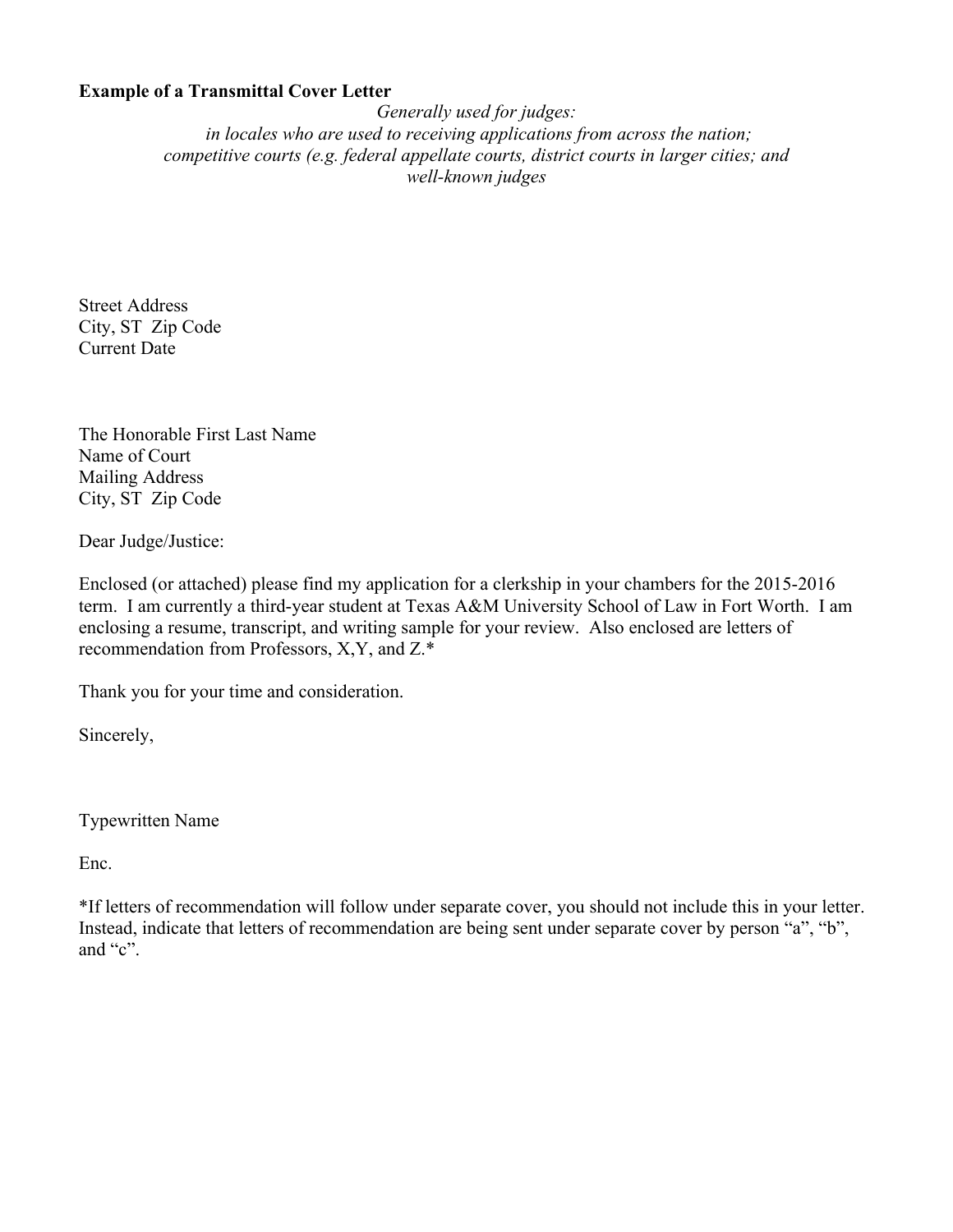**Example of a Transmittal Cover Letter**

*Generally used for judges:*
*in locales who are used to receiving applications from across the nation;*
*competitive courts (e.g. federal appellate courts, district courts in larger cities; and well-known judges*

Street Address
City, ST  Zip Code
Current Date

The Honorable First Last Name
Name of Court
Mailing Address
City, ST  Zip Code

Dear Judge/Justice:

Enclosed (or attached) please find my application for a clerkship in your chambers for the 2015-2016 term. I am currently a third-year student at Texas A&M University School of Law in Fort Worth. I am enclosing a resume, transcript, and writing sample for your review. Also enclosed are letters of recommendation from Professors, X,Y, and Z.*

Thank you for your time and consideration.

Sincerely,

Typewritten Name

Enc.

*If letters of recommendation will follow under separate cover, you should not include this in your letter. Instead, indicate that letters of recommendation are being sent under separate cover by person "a", "b", and "c".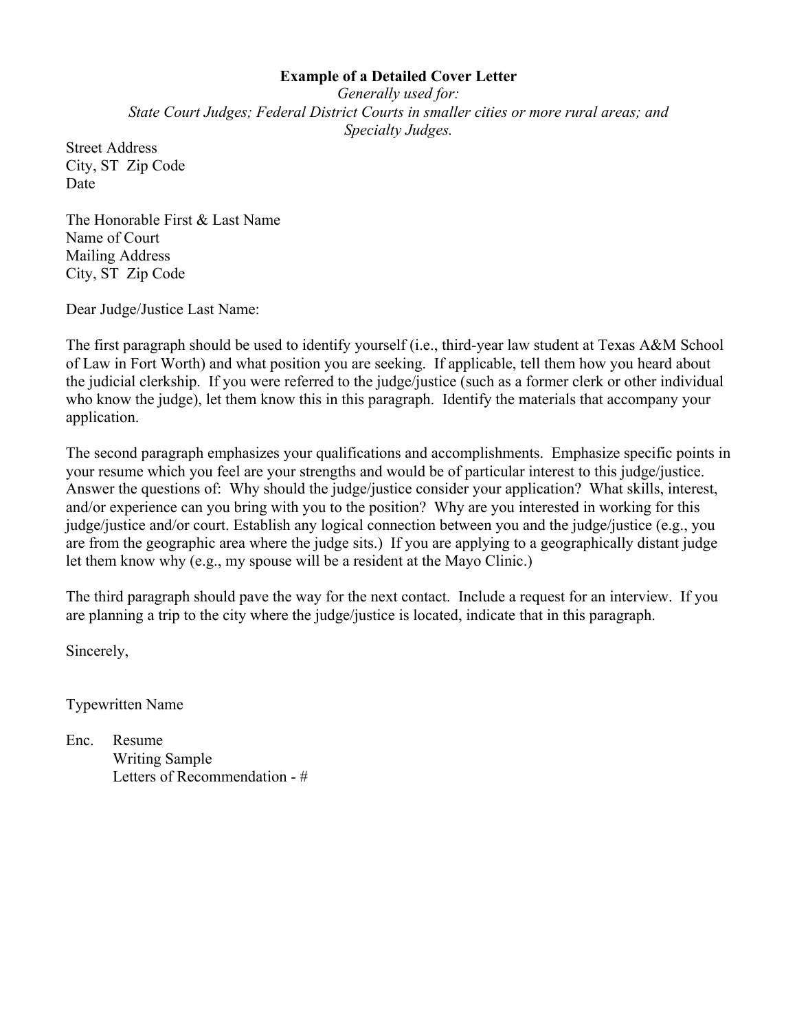**Example of a Detailed Cover Letter**

*Generally used for:*
*State Court Judges; Federal District Courts in smaller cities or more rural areas; and Specialty Judges.*

Street Address
City, ST  Zip Code
Date

The Honorable First & Last Name
Name of Court
Mailing Address
City, ST  Zip Code

Dear Judge/Justice Last Name:

The first paragraph should be used to identify yourself (i.e., third-year law student at Texas A&M School of Law in Fort Worth) and what position you are seeking.  If applicable, tell them how you heard about the judicial clerkship.  If you were referred to the judge/justice (such as a former clerk or other individual who know the judge), let them know this in this paragraph.  Identify the materials that accompany your application.

The second paragraph emphasizes your qualifications and accomplishments.  Emphasize specific points in your resume which you feel are your strengths and would be of particular interest to this judge/justice.  Answer the questions of:  Why should the judge/justice consider your application?  What skills, interest, and/or experience can you bring with you to the position?  Why are you interested in working for this judge/justice and/or court. Establish any logical connection between you and the judge/justice (e.g., you are from the geographic area where the judge sits.)  If you are applying to a geographically distant judge let them know why (e.g., my spouse will be a resident at the Mayo Clinic.)

The third paragraph should pave the way for the next contact.  Include a request for an interview.  If you are planning a trip to the city where the judge/justice is located, indicate that in this paragraph.

Sincerely,

Typewritten Name

Enc. Resume
Writing Sample
Letters of Recommendation - #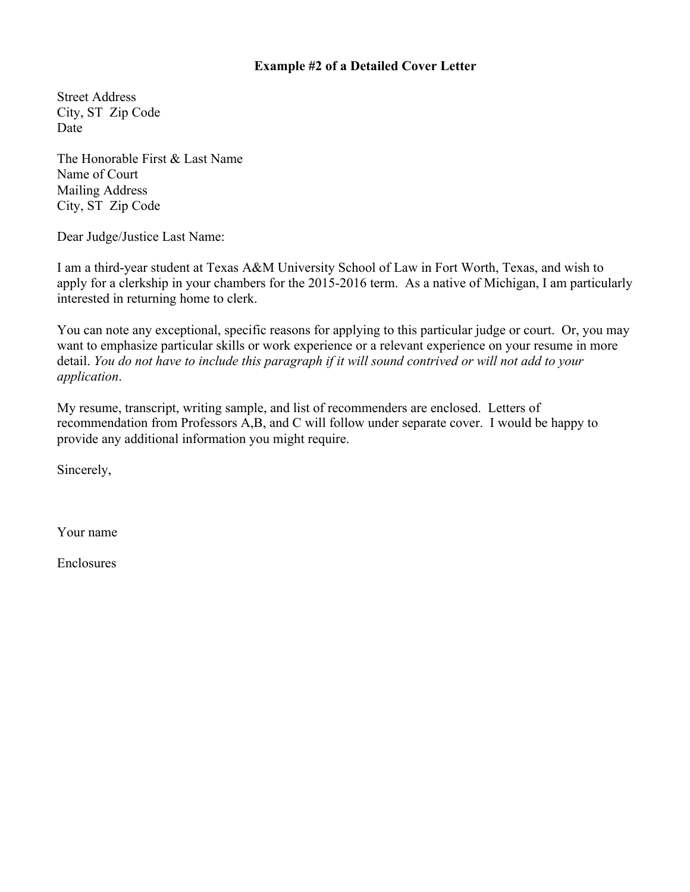**Example #2 of a Detailed Cover Letter**

Street Address  
City, ST  Zip Code  
Date

The Honorable First & Last Name  
Name of Court  
Mailing Address  
City, ST  Zip Code

Dear Judge/Justice Last Name:

I am a third-year student at Texas A&M University School of Law in Fort Worth, Texas, and wish to apply for a clerkship in your chambers for the 2015-2016 term.  As a native of Michigan, I am particularly interested in returning home to clerk.

You can note any exceptional, specific reasons for applying to this particular judge or court.  Or, you may want to emphasize particular skills or work experience or a relevant experience on your resume in more detail. *You do not have to include this paragraph if it will sound contrived or will not add to your application*.

My resume, transcript, writing sample, and list of recommenders are enclosed.  Letters of recommendation from Professors A,B, and C will follow under separate cover.  I would be happy to provide any additional information you might require.

Sincerely,

Your name

Enclosures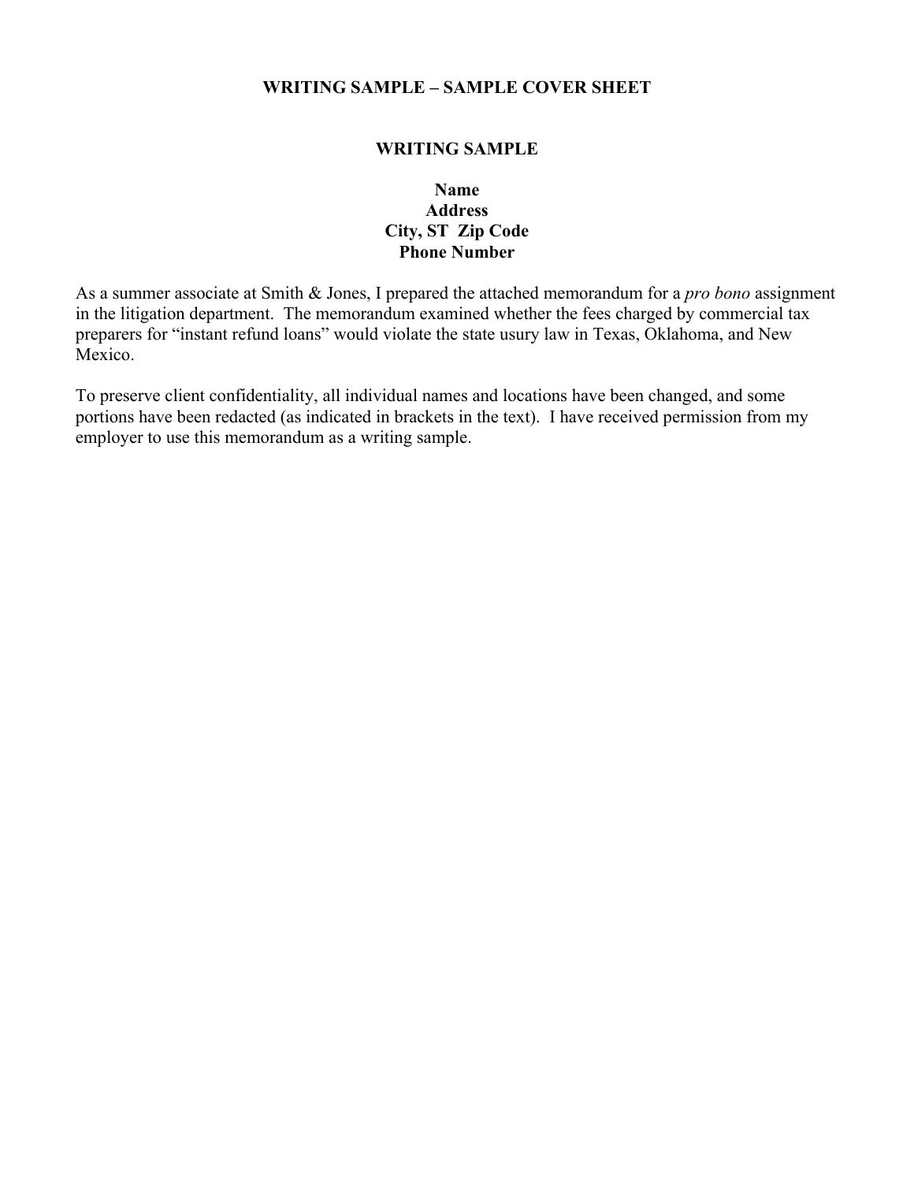**WRITING SAMPLE – SAMPLE COVER SHEET**

**WRITING SAMPLE**

**Name**
**Address**
**City, ST Zip Code**
**Phone Number**

As a summer associate at Smith & Jones, I prepared the attached memorandum for a *pro bono* assignment in the litigation department. The memorandum examined whether the fees charged by commercial tax preparers for "instant refund loans" would violate the state usury law in Texas, Oklahoma, and New Mexico.

To preserve client confidentiality, all individual names and locations have been changed, and some portions have been redacted (as indicated in brackets in the text). I have received permission from my employer to use this memorandum as a writing sample.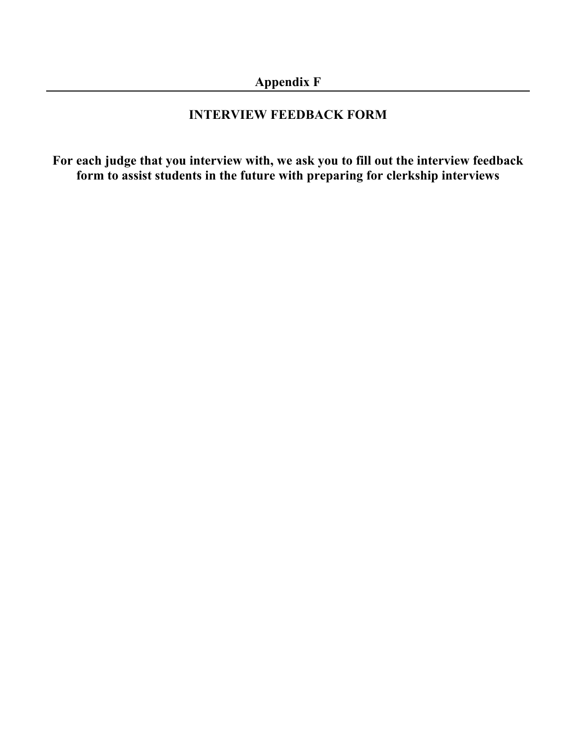# Appendix F

---

## INTERVIEW FEEDBACK FORM

**For each judge that you interview with, we ask you to fill out the interview feedback form to assist students in the future with preparing for clerkship interviews**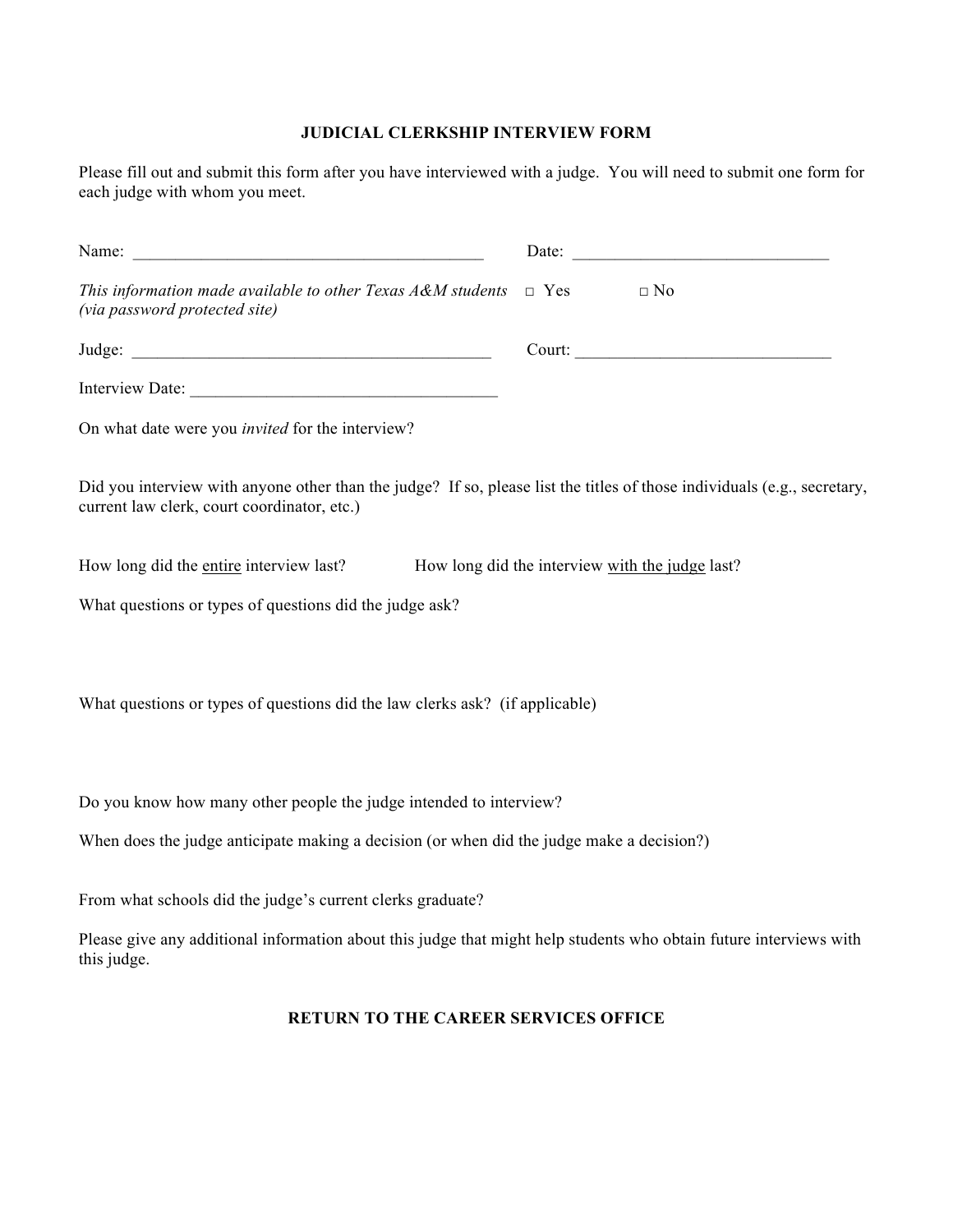## JUDICIAL CLERKSHIP INTERVIEW FORM

Please fill out and submit this form after you have interviewed with a judge. You will need to submit one form for each judge with whom you meet.

Name: ___________________________________________ Date: _______________________________

*This information made available to other Texas A&M students (via password protected site)* □ Yes □ No

Judge: ____________________________________________ Court: _______________________________

Interview Date: ______________________________________

On what date were you *invited* for the interview?

Did you interview with anyone other than the judge? If so, please list the titles of those individuals (e.g., secretary, current law clerk, court coordinator, etc.)

How long did the <u>entire</u> interview last? How long did the interview <u>with the judge</u> last?

What questions or types of questions did the judge ask?

What questions or types of questions did the law clerks ask? (if applicable)

Do you know how many other people the judge intended to interview?

When does the judge anticipate making a decision (or when did the judge make a decision?)

From what schools did the judge's current clerks graduate?

Please give any additional information about this judge that might help students who obtain future interviews with this judge.

**RETURN TO THE CAREER SERVICES OFFICE**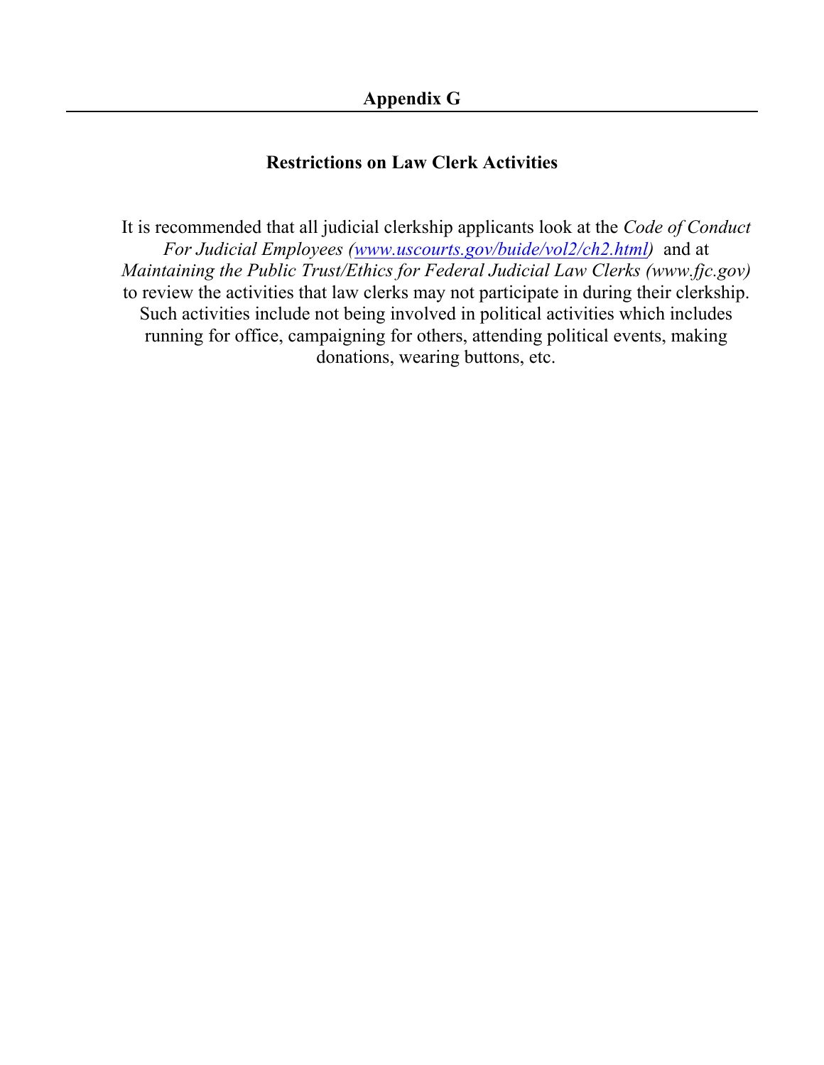# Appendix G

## Restrictions on Law Clerk Activities

It is recommended that all judicial clerkship applicants look at the *Code of Conduct For Judicial Employees* (*www.uscourts.gov/buide/vol2/ch2.html*) and at *Maintaining the Public Trust/Ethics for Federal Judicial Law Clerks (www.fjc.gov)* to review the activities that law clerks may not participate in during their clerkship. Such activities include not being involved in political activities which includes running for office, campaigning for others, attending political events, making donations, wearing buttons, etc.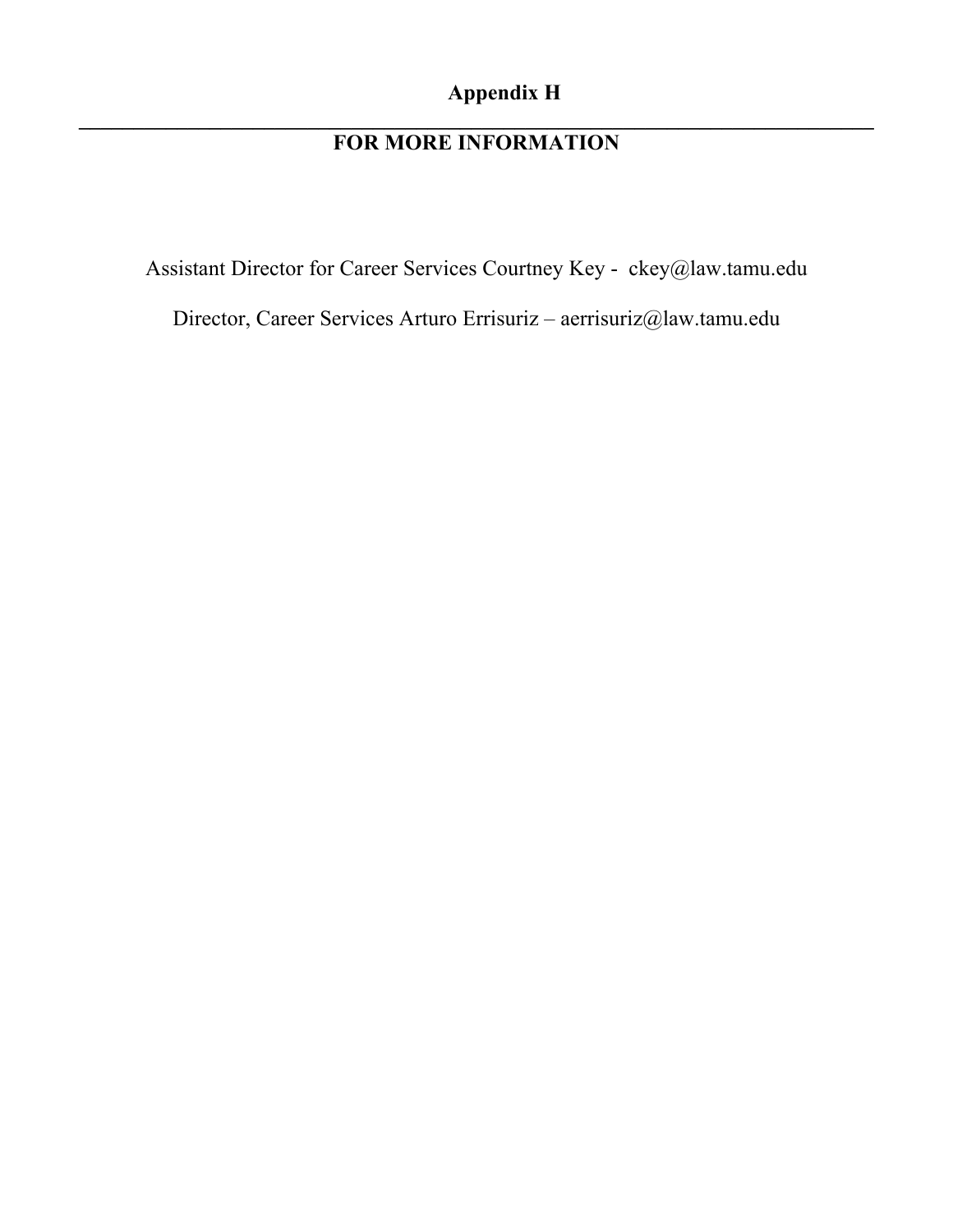# Appendix H

## FOR MORE INFORMATION

Assistant Director for Career Services Courtney Key - ckey@law.tamu.edu

Director, Career Services Arturo Errisuriz – aerrisuriz@law.tamu.edu